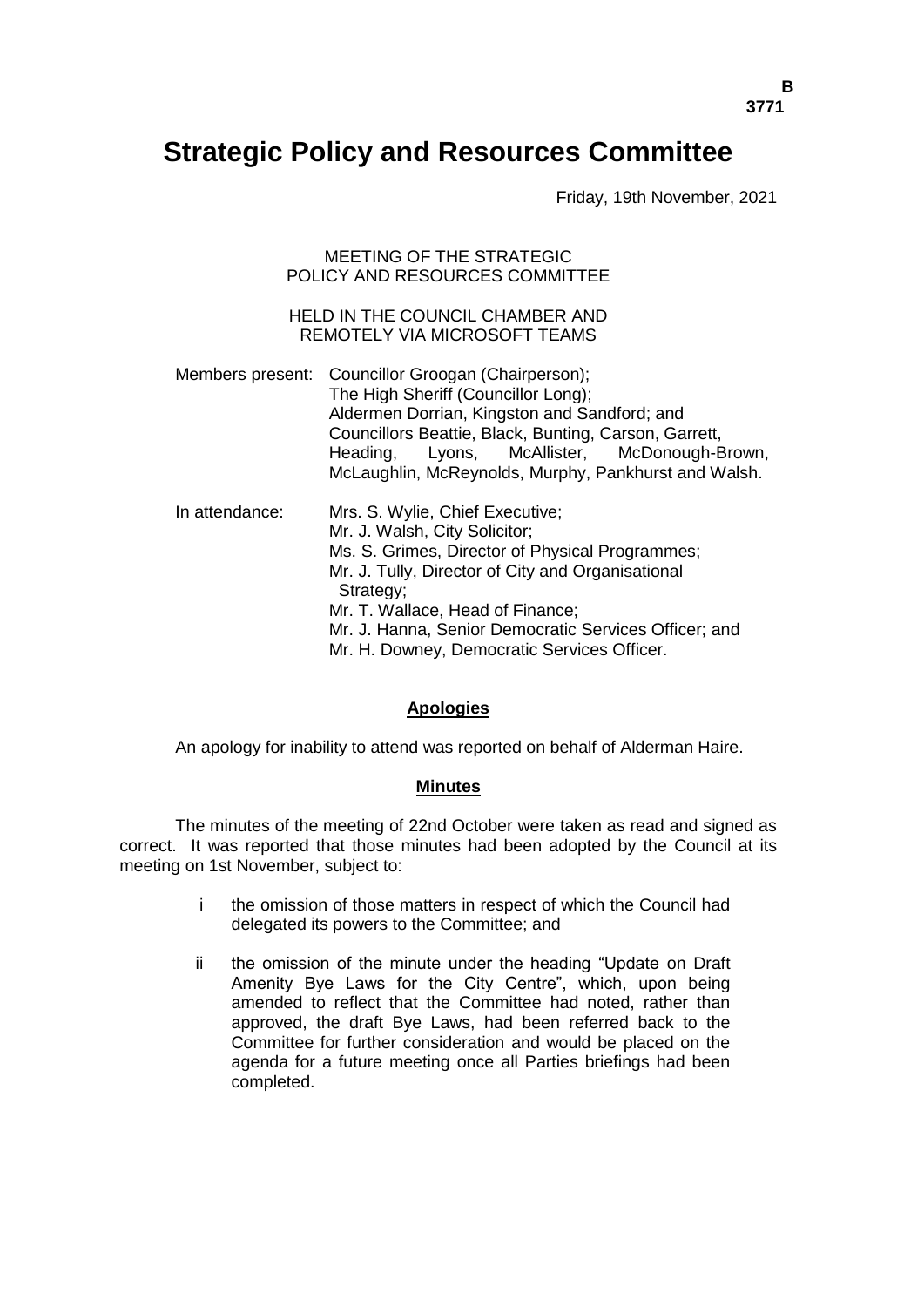# Strategic Policy and Resources Committee

Friday, 19th November, 2021

MEETING OF THE STRATEGIC POLICY AND RESOURCES COMMITTEE

HELD IN THE COUNCIL CHAMBER AND REMOTELY VIA MICROSOFT TEAMS

Members present: Councillor Groogan (Chairperson);
The High Sheriff (Councillor Long);
Aldermen Dorrian, Kingston and Sandford; and
Councillors Beattie, Black, Bunting, Carson, Garrett, Heading, Lyons, McAllister, McDonough-Brown, McLaughlin, McReynolds, Murphy, Pankhurst and Walsh.

In attendance: Mrs. S. Wylie, Chief Executive;
Mr. J. Walsh, City Solicitor;
Ms. S. Grimes, Director of Physical Programmes;
Mr. J. Tully, Director of City and Organisational Strategy;
Mr. T. Wallace, Head of Finance;
Mr. J. Hanna, Senior Democratic Services Officer; and
Mr. H. Downey, Democratic Services Officer.

## Apologies

An apology for inability to attend was reported on behalf of Alderman Haire.

## Minutes

The minutes of the meeting of 22nd October were taken as read and signed as correct. It was reported that those minutes had been adopted by the Council at its meeting on 1st November, subject to:

- i the omission of those matters in respect of which the Council had delegated its powers to the Committee; and
- ii the omission of the minute under the heading "Update on Draft Amenity Bye Laws for the City Centre", which, upon being amended to reflect that the Committee had noted, rather than approved, the draft Bye Laws, had been referred back to the Committee for further consideration and would be placed on the agenda for a future meeting once all Parties briefings had been completed.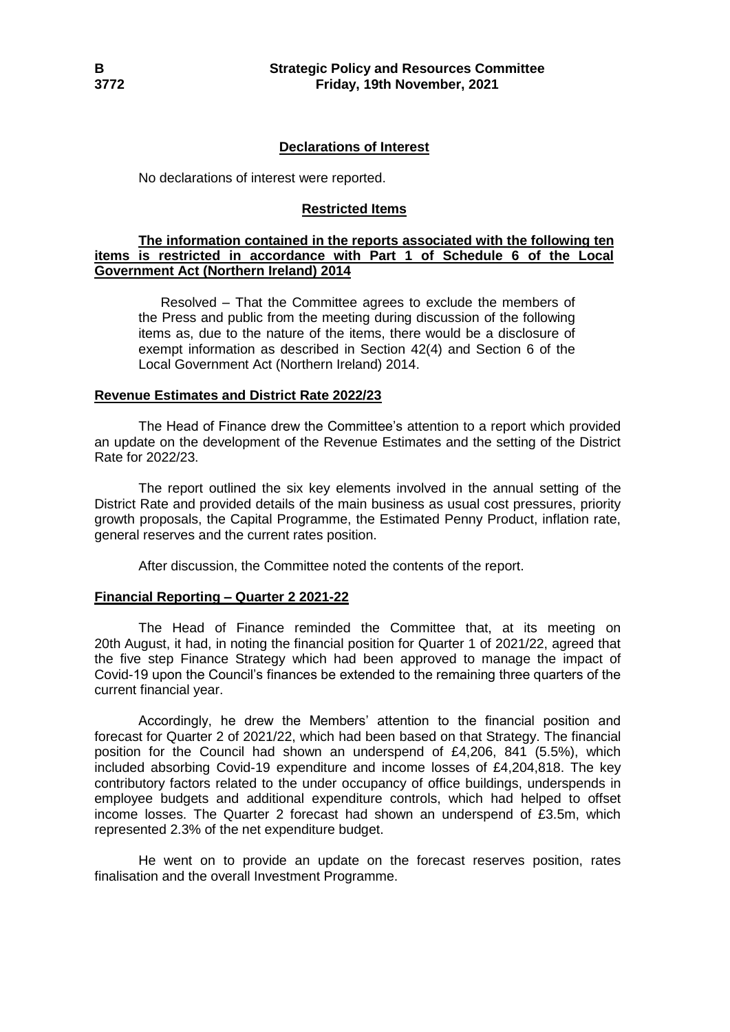## Declarations of Interest

No declarations of interest were reported.

## Restricted Items

**The information contained in the reports associated with the following ten items is restricted in accordance with Part 1 of Schedule 6 of the Local Government Act (Northern Ireland) 2014**

Resolved – That the Committee agrees to exclude the members of the Press and public from the meeting during discussion of the following items as, due to the nature of the items, there would be a disclosure of exempt information as described in Section 42(4) and Section 6 of the Local Government Act (Northern Ireland) 2014.

## Revenue Estimates and District Rate 2022/23

The Head of Finance drew the Committee's attention to a report which provided an update on the development of the Revenue Estimates and the setting of the District Rate for 2022/23.

The report outlined the six key elements involved in the annual setting of the District Rate and provided details of the main business as usual cost pressures, priority growth proposals, the Capital Programme, the Estimated Penny Product, inflation rate, general reserves and the current rates position.

After discussion, the Committee noted the contents of the report.

## Financial Reporting – Quarter 2 2021-22

The Head of Finance reminded the Committee that, at its meeting on 20th August, it had, in noting the financial position for Quarter 1 of 2021/22, agreed that the five step Finance Strategy which had been approved to manage the impact of Covid-19 upon the Council's finances be extended to the remaining three quarters of the current financial year.

Accordingly, he drew the Members' attention to the financial position and forecast for Quarter 2 of 2021/22, which had been based on that Strategy. The financial position for the Council had shown an underspend of £4,206, 841 (5.5%), which included absorbing Covid-19 expenditure and income losses of £4,204,818. The key contributory factors related to the under occupancy of office buildings, underspends in employee budgets and additional expenditure controls, which had helped to offset income losses. The Quarter 2 forecast had shown an underspend of £3.5m, which represented 2.3% of the net expenditure budget.

He went on to provide an update on the forecast reserves position, rates finalisation and the overall Investment Programme.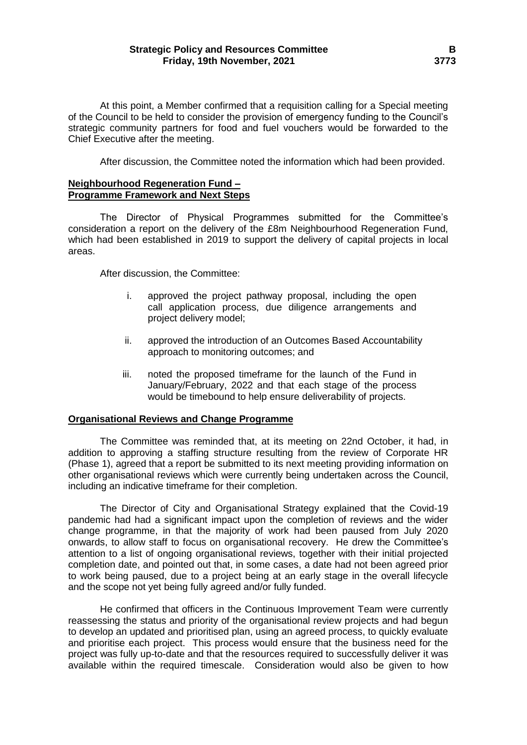At this point, a Member confirmed that a requisition calling for a Special meeting of the Council to be held to consider the provision of emergency funding to the Council's strategic community partners for food and fuel vouchers would be forwarded to the Chief Executive after the meeting.

After discussion, the Committee noted the information which had been provided.

**Neighbourhood Regeneration Fund – Programme Framework and Next Steps**

The Director of Physical Programmes submitted for the Committee's consideration a report on the delivery of the £8m Neighbourhood Regeneration Fund, which had been established in 2019 to support the delivery of capital projects in local areas.

After discussion, the Committee:

i. approved the project pathway proposal, including the open call application process, due diligence arrangements and project delivery model;

ii. approved the introduction of an Outcomes Based Accountability approach to monitoring outcomes; and

iii. noted the proposed timeframe for the launch of the Fund in January/February, 2022 and that each stage of the process would be timebound to help ensure deliverability of projects.

**Organisational Reviews and Change Programme**

The Committee was reminded that, at its meeting on 22nd October, it had, in addition to approving a staffing structure resulting from the review of Corporate HR (Phase 1), agreed that a report be submitted to its next meeting providing information on other organisational reviews which were currently being undertaken across the Council, including an indicative timeframe for their completion.

The Director of City and Organisational Strategy explained that the Covid-19 pandemic had had a significant impact upon the completion of reviews and the wider change programme, in that the majority of work had been paused from July 2020 onwards, to allow staff to focus on organisational recovery. He drew the Committee's attention to a list of ongoing organisational reviews, together with their initial projected completion date, and pointed out that, in some cases, a date had not been agreed prior to work being paused, due to a project being at an early stage in the overall lifecycle and the scope not yet being fully agreed and/or fully funded.

He confirmed that officers in the Continuous Improvement Team were currently reassessing the status and priority of the organisational review projects and had begun to develop an updated and prioritised plan, using an agreed process, to quickly evaluate and prioritise each project. This process would ensure that the business need for the project was fully up-to-date and that the resources required to successfully deliver it was available within the required timescale. Consideration would also be given to how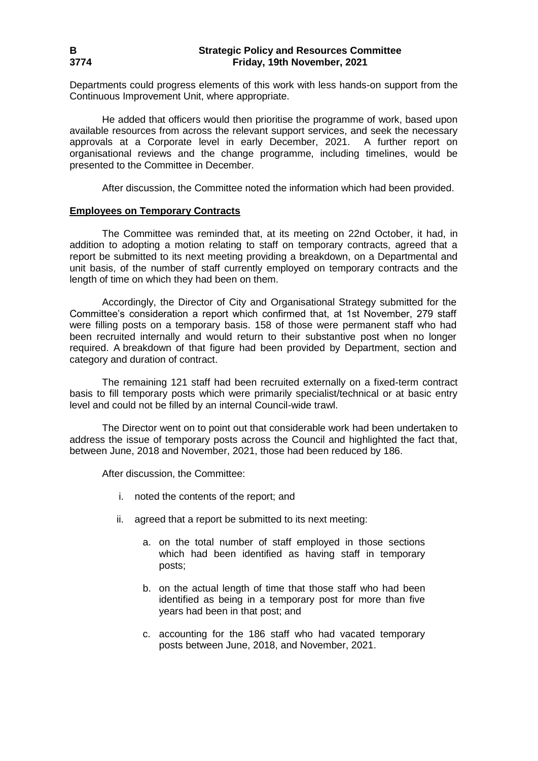Departments could progress elements of this work with less hands-on support from the Continuous Improvement Unit, where appropriate.

He added that officers would then prioritise the programme of work, based upon available resources from across the relevant support services, and seek the necessary approvals at a Corporate level in early December, 2021. A further report on organisational reviews and the change programme, including timelines, would be presented to the Committee in December.

After discussion, the Committee noted the information which had been provided.

**Employees on Temporary Contracts**

The Committee was reminded that, at its meeting on 22nd October, it had, in addition to adopting a motion relating to staff on temporary contracts, agreed that a report be submitted to its next meeting providing a breakdown, on a Departmental and unit basis, of the number of staff currently employed on temporary contracts and the length of time on which they had been on them.

Accordingly, the Director of City and Organisational Strategy submitted for the Committee's consideration a report which confirmed that, at 1st November, 279 staff were filling posts on a temporary basis. 158 of those were permanent staff who had been recruited internally and would return to their substantive post when no longer required. A breakdown of that figure had been provided by Department, section and category and duration of contract.

The remaining 121 staff had been recruited externally on a fixed-term contract basis to fill temporary posts which were primarily specialist/technical or at basic entry level and could not be filled by an internal Council-wide trawl.

The Director went on to point out that considerable work had been undertaken to address the issue of temporary posts across the Council and highlighted the fact that, between June, 2018 and November, 2021, those had been reduced by 186.

After discussion, the Committee:

i. noted the contents of the report; and

ii. agreed that a report be submitted to its next meeting:

   a. on the total number of staff employed in those sections which had been identified as having staff in temporary posts;

   b. on the actual length of time that those staff who had been identified as being in a temporary post for more than five years had been in that post; and

   c. accounting for the 186 staff who had vacated temporary posts between June, 2018, and November, 2021.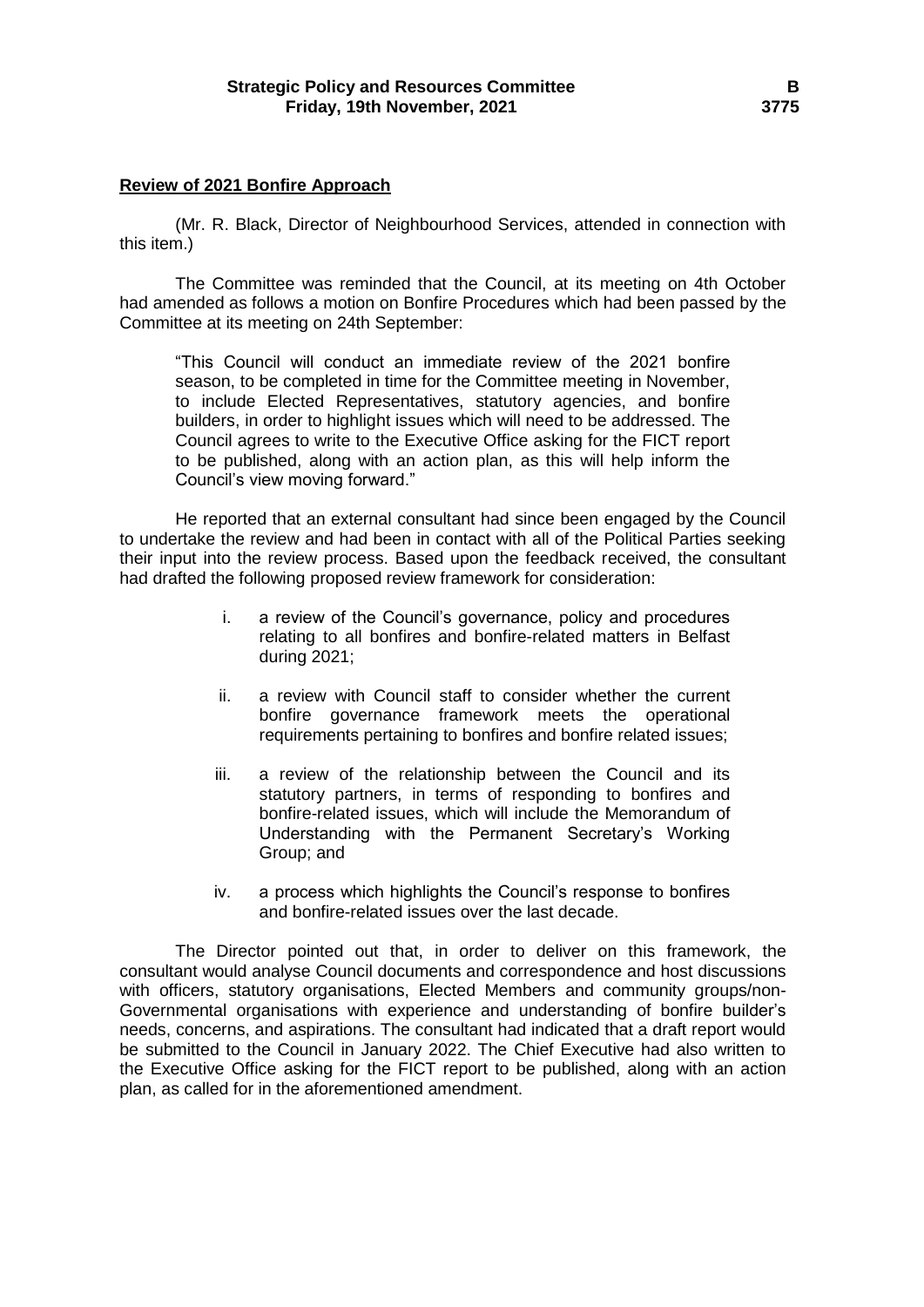**Review of 2021 Bonfire Approach**

(Mr. R. Black, Director of Neighbourhood Services, attended in connection with this item.)

The Committee was reminded that the Council, at its meeting on 4th October had amended as follows a motion on Bonfire Procedures which had been passed by the Committee at its meeting on 24th September:

> "This Council will conduct an immediate review of the 2021 bonfire season, to be completed in time for the Committee meeting in November, to include Elected Representatives, statutory agencies, and bonfire builders, in order to highlight issues which will need to be addressed. The Council agrees to write to the Executive Office asking for the FICT report to be published, along with an action plan, as this will help inform the Council's view moving forward."

He reported that an external consultant had since been engaged by the Council to undertake the review and had been in contact with all of the Political Parties seeking their input into the review process. Based upon the feedback received, the consultant had drafted the following proposed review framework for consideration:

i. a review of the Council's governance, policy and procedures relating to all bonfires and bonfire-related matters in Belfast during 2021;

ii. a review with Council staff to consider whether the current bonfire governance framework meets the operational requirements pertaining to bonfires and bonfire related issues;

iii. a review of the relationship between the Council and its statutory partners, in terms of responding to bonfires and bonfire-related issues, which will include the Memorandum of Understanding with the Permanent Secretary's Working Group; and

iv. a process which highlights the Council's response to bonfires and bonfire-related issues over the last decade.

The Director pointed out that, in order to deliver on this framework, the consultant would analyse Council documents and correspondence and host discussions with officers, statutory organisations, Elected Members and community groups/non-Governmental organisations with experience and understanding of bonfire builder's needs, concerns, and aspirations. The consultant had indicated that a draft report would be submitted to the Council in January 2022. The Chief Executive had also written to the Executive Office asking for the FICT report to be published, along with an action plan, as called for in the aforementioned amendment.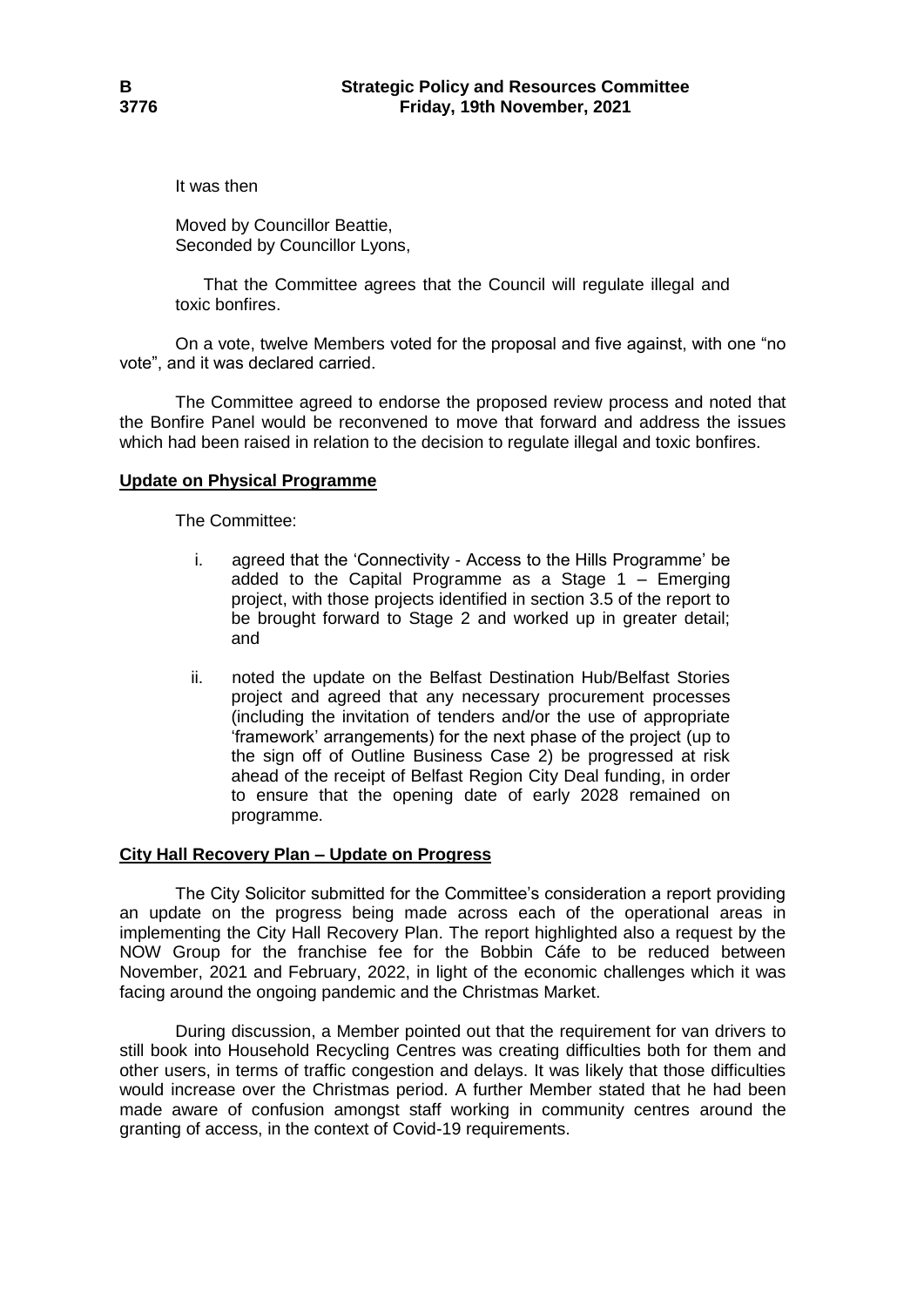It was then

Moved by Councillor Beattie,
Seconded by Councillor Lyons,

> That the Committee agrees that the Council will regulate illegal and toxic bonfires.

On a vote, twelve Members voted for the proposal and five against, with one "no vote", and it was declared carried.

The Committee agreed to endorse the proposed review process and noted that the Bonfire Panel would be reconvened to move that forward and address the issues which had been raised in relation to the decision to regulate illegal and toxic bonfires.

## Update on Physical Programme

The Committee:

i. agreed that the 'Connectivity - Access to the Hills Programme' be added to the Capital Programme as a Stage 1 – Emerging project, with those projects identified in section 3.5 of the report to be brought forward to Stage 2 and worked up in greater detail; and

ii. noted the update on the Belfast Destination Hub/Belfast Stories project and agreed that any necessary procurement processes (including the invitation of tenders and/or the use of appropriate 'framework' arrangements) for the next phase of the project (up to the sign off of Outline Business Case 2) be progressed at risk ahead of the receipt of Belfast Region City Deal funding, in order to ensure that the opening date of early 2028 remained on programme.

## City Hall Recovery Plan – Update on Progress

The City Solicitor submitted for the Committee's consideration a report providing an update on the progress being made across each of the operational areas in implementing the City Hall Recovery Plan. The report highlighted also a request by the NOW Group for the franchise fee for the Bobbin Cáfe to be reduced between November, 2021 and February, 2022, in light of the economic challenges which it was facing around the ongoing pandemic and the Christmas Market.

During discussion, a Member pointed out that the requirement for van drivers to still book into Household Recycling Centres was creating difficulties both for them and other users, in terms of traffic congestion and delays. It was likely that those difficulties would increase over the Christmas period. A further Member stated that he had been made aware of confusion amongst staff working in community centres around the granting of access, in the context of Covid-19 requirements.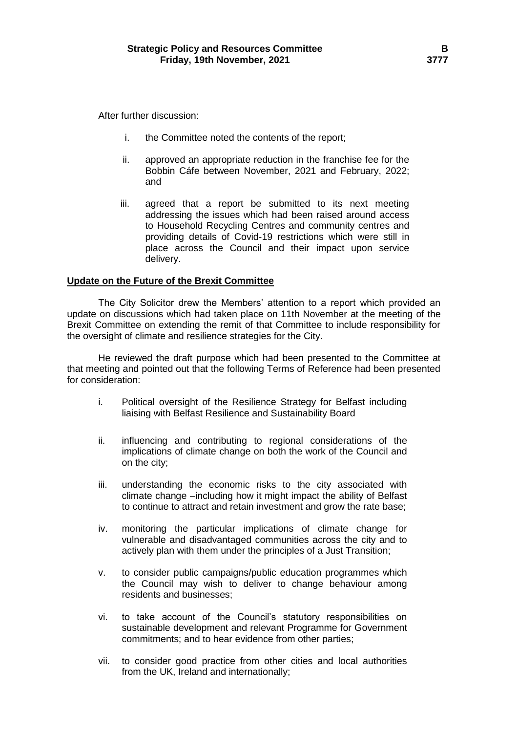After further discussion:

i. the Committee noted the contents of the report;

ii. approved an appropriate reduction in the franchise fee for the Bobbin Cáfe between November, 2021 and February, 2022; and

iii. agreed that a report be submitted to its next meeting addressing the issues which had been raised around access to Household Recycling Centres and community centres and providing details of Covid-19 restrictions which were still in place across the Council and their impact upon service delivery.

**Update on the Future of the Brexit Committee**

The City Solicitor drew the Members' attention to a report which provided an update on discussions which had taken place on 11th November at the meeting of the Brexit Committee on extending the remit of that Committee to include responsibility for the oversight of climate and resilience strategies for the City.

He reviewed the draft purpose which had been presented to the Committee at that meeting and pointed out that the following Terms of Reference had been presented for consideration:

i. Political oversight of the Resilience Strategy for Belfast including liaising with Belfast Resilience and Sustainability Board

ii. influencing and contributing to regional considerations of the implications of climate change on both the work of the Council and on the city;

iii. understanding the economic risks to the city associated with climate change –including how it might impact the ability of Belfast to continue to attract and retain investment and grow the rate base;

iv. monitoring the particular implications of climate change for vulnerable and disadvantaged communities across the city and to actively plan with them under the principles of a Just Transition;

v. to consider public campaigns/public education programmes which the Council may wish to deliver to change behaviour among residents and businesses;

vi. to take account of the Council's statutory responsibilities on sustainable development and relevant Programme for Government commitments; and to hear evidence from other parties;

vii. to consider good practice from other cities and local authorities from the UK, Ireland and internationally;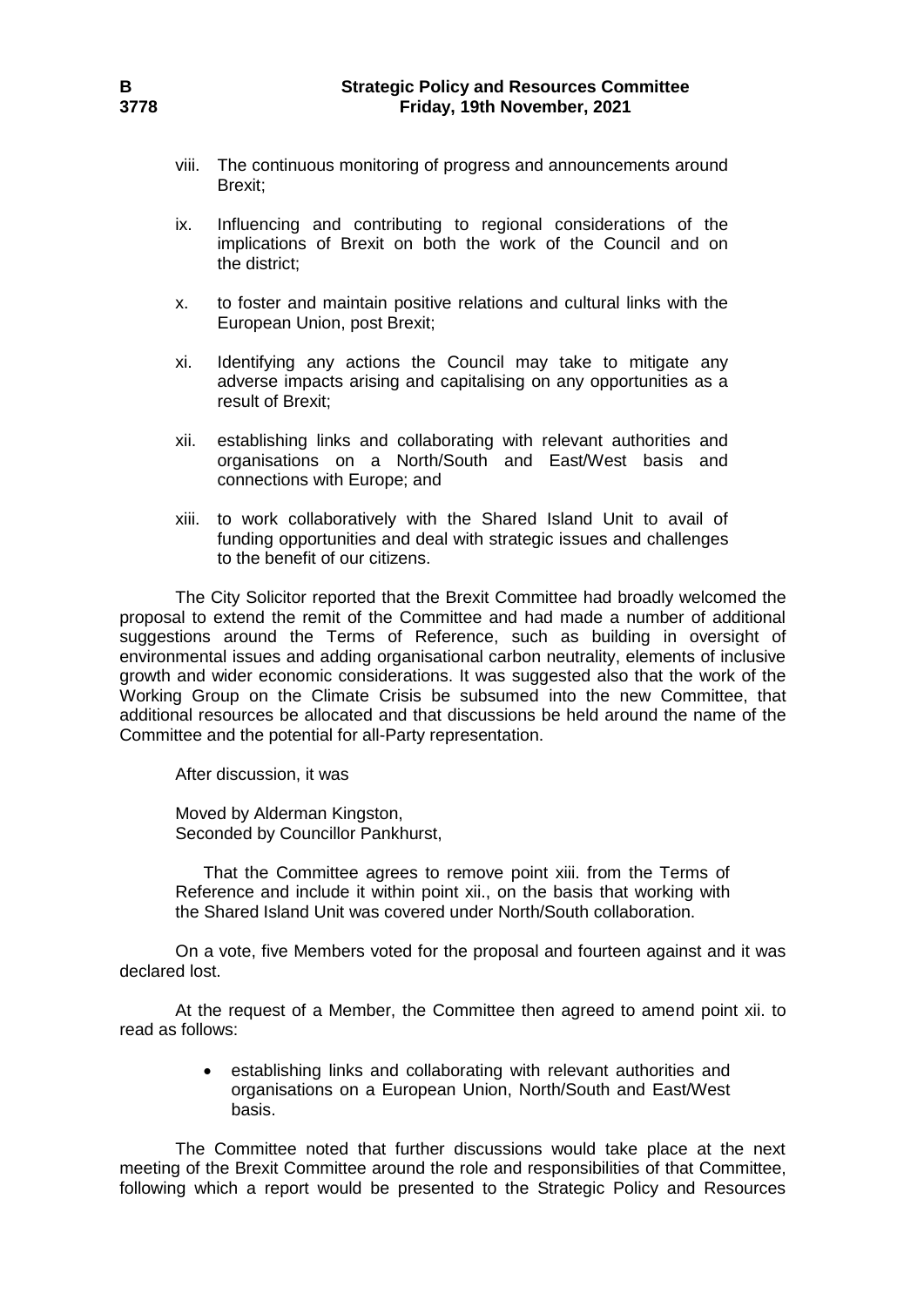viii. The continuous monitoring of progress and announcements around Brexit;

ix. Influencing and contributing to regional considerations of the implications of Brexit on both the work of the Council and on the district;

x. to foster and maintain positive relations and cultural links with the European Union, post Brexit;

xi. Identifying any actions the Council may take to mitigate any adverse impacts arising and capitalising on any opportunities as a result of Brexit;

xii. establishing links and collaborating with relevant authorities and organisations on a North/South and East/West basis and connections with Europe; and

xiii. to work collaboratively with the Shared Island Unit to avail of funding opportunities and deal with strategic issues and challenges to the benefit of our citizens.

The City Solicitor reported that the Brexit Committee had broadly welcomed the proposal to extend the remit of the Committee and had made a number of additional suggestions around the Terms of Reference, such as building in oversight of environmental issues and adding organisational carbon neutrality, elements of inclusive growth and wider economic considerations. It was suggested also that the work of the Working Group on the Climate Crisis be subsumed into the new Committee, that additional resources be allocated and that discussions be held around the name of the Committee and the potential for all-Party representation.

After discussion, it was

Moved by Alderman Kingston,
Seconded by Councillor Pankhurst,

> That the Committee agrees to remove point xiii. from the Terms of Reference and include it within point xii., on the basis that working with the Shared Island Unit was covered under North/South collaboration.

On a vote, five Members voted for the proposal and fourteen against and it was declared lost.

At the request of a Member, the Committee then agreed to amend point xii. to read as follows:

- establishing links and collaborating with relevant authorities and organisations on a European Union, North/South and East/West basis.

The Committee noted that further discussions would take place at the next meeting of the Brexit Committee around the role and responsibilities of that Committee, following which a report would be presented to the Strategic Policy and Resources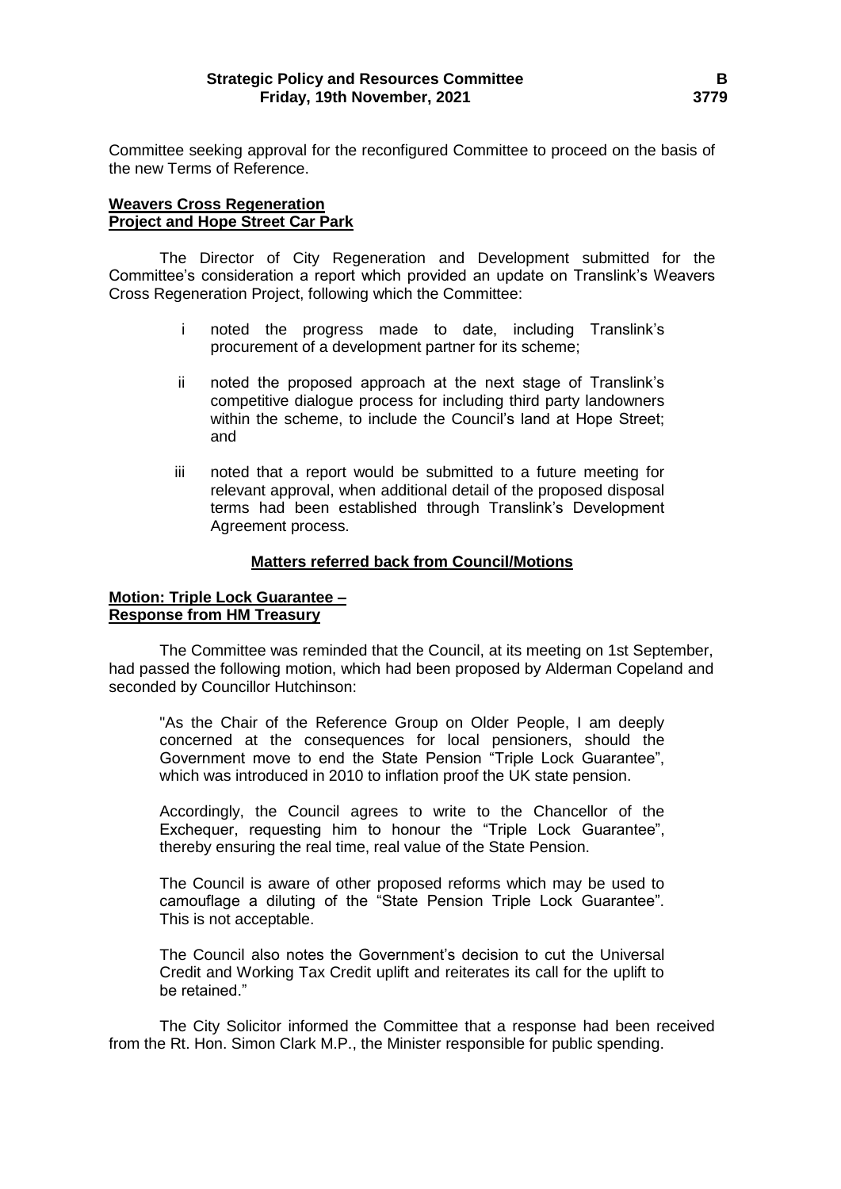Committee seeking approval for the reconfigured Committee to proceed on the basis of the new Terms of Reference.

**Weavers Cross Regeneration Project and Hope Street Car Park**

The Director of City Regeneration and Development submitted for the Committee's consideration a report which provided an update on Translink's Weavers Cross Regeneration Project, following which the Committee:

i. noted the progress made to date, including Translink's procurement of a development partner for its scheme;

ii. noted the proposed approach at the next stage of Translink's competitive dialogue process for including third party landowners within the scheme, to include the Council's land at Hope Street; and

iii. noted that a report would be submitted to a future meeting for relevant approval, when additional detail of the proposed disposal terms had been established through Translink's Development Agreement process.

## Matters referred back from Council/Motions

**Motion: Triple Lock Guarantee – Response from HM Treasury**

The Committee was reminded that the Council, at its meeting on 1st September, had passed the following motion, which had been proposed by Alderman Copeland and seconded by Councillor Hutchinson:

> "As the Chair of the Reference Group on Older People, I am deeply concerned at the consequences for local pensioners, should the Government move to end the State Pension "Triple Lock Guarantee", which was introduced in 2010 to inflation proof the UK state pension.
>
> Accordingly, the Council agrees to write to the Chancellor of the Exchequer, requesting him to honour the "Triple Lock Guarantee", thereby ensuring the real time, real value of the State Pension.
>
> The Council is aware of other proposed reforms which may be used to camouflage a diluting of the "State Pension Triple Lock Guarantee". This is not acceptable.
>
> The Council also notes the Government's decision to cut the Universal Credit and Working Tax Credit uplift and reiterates its call for the uplift to be retained."

The City Solicitor informed the Committee that a response had been received from the Rt. Hon. Simon Clark M.P., the Minister responsible for public spending.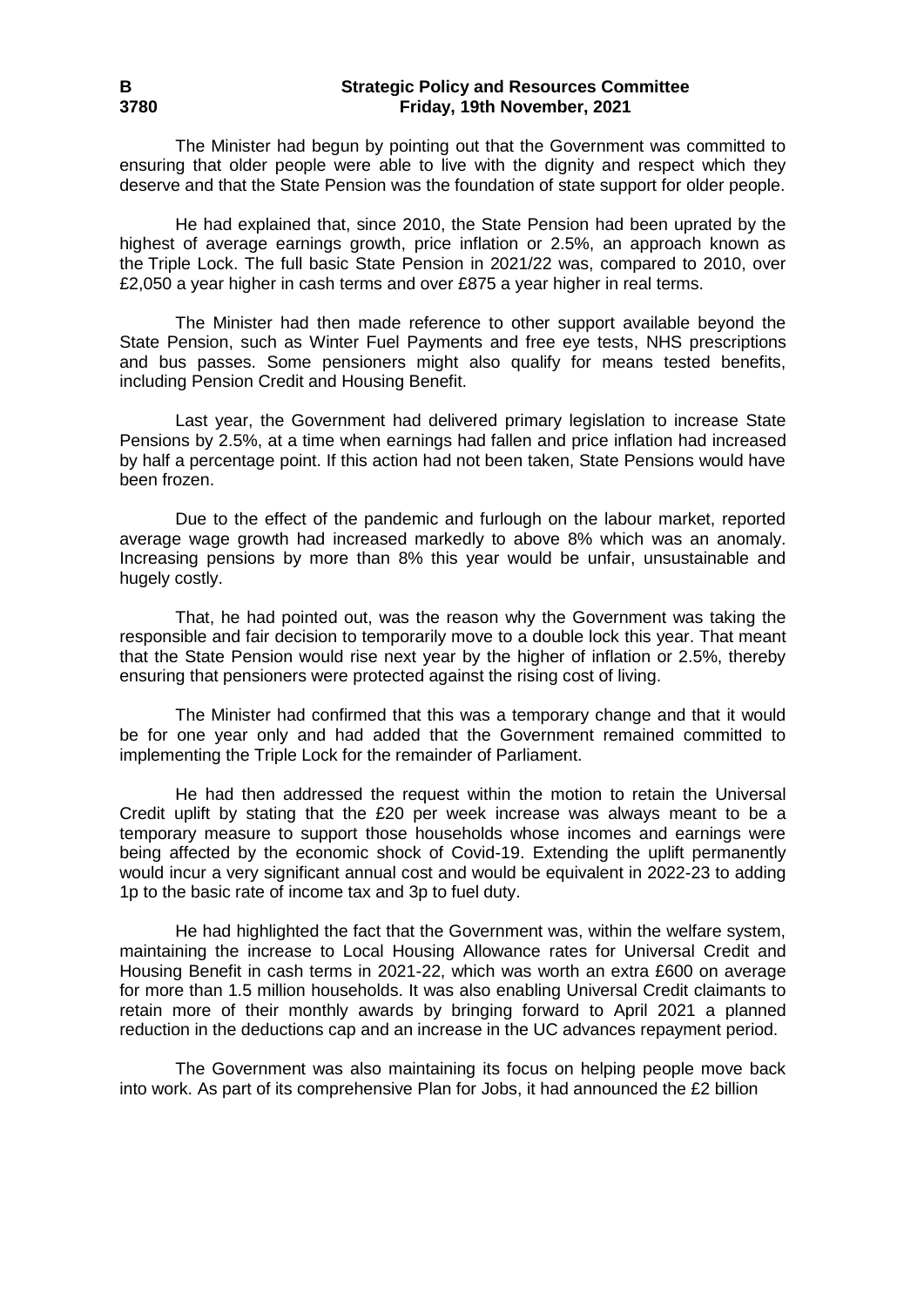The Minister had begun by pointing out that the Government was committed to ensuring that older people were able to live with the dignity and respect which they deserve and that the State Pension was the foundation of state support for older people.

He had explained that, since 2010, the State Pension had been uprated by the highest of average earnings growth, price inflation or 2.5%, an approach known as the Triple Lock. The full basic State Pension in 2021/22 was, compared to 2010, over £2,050 a year higher in cash terms and over £875 a year higher in real terms.

The Minister had then made reference to other support available beyond the State Pension, such as Winter Fuel Payments and free eye tests, NHS prescriptions and bus passes. Some pensioners might also qualify for means tested benefits, including Pension Credit and Housing Benefit.

Last year, the Government had delivered primary legislation to increase State Pensions by 2.5%, at a time when earnings had fallen and price inflation had increased by half a percentage point. If this action had not been taken, State Pensions would have been frozen.

Due to the effect of the pandemic and furlough on the labour market, reported average wage growth had increased markedly to above 8% which was an anomaly. Increasing pensions by more than 8% this year would be unfair, unsustainable and hugely costly.

That, he had pointed out, was the reason why the Government was taking the responsible and fair decision to temporarily move to a double lock this year. That meant that the State Pension would rise next year by the higher of inflation or 2.5%, thereby ensuring that pensioners were protected against the rising cost of living.

The Minister had confirmed that this was a temporary change and that it would be for one year only and had added that the Government remained committed to implementing the Triple Lock for the remainder of Parliament.

He had then addressed the request within the motion to retain the Universal Credit uplift by stating that the £20 per week increase was always meant to be a temporary measure to support those households whose incomes and earnings were being affected by the economic shock of Covid-19. Extending the uplift permanently would incur a very significant annual cost and would be equivalent in 2022-23 to adding 1p to the basic rate of income tax and 3p to fuel duty.

He had highlighted the fact that the Government was, within the welfare system, maintaining the increase to Local Housing Allowance rates for Universal Credit and Housing Benefit in cash terms in 2021-22, which was worth an extra £600 on average for more than 1.5 million households. It was also enabling Universal Credit claimants to retain more of their monthly awards by bringing forward to April 2021 a planned reduction in the deductions cap and an increase in the UC advances repayment period.

The Government was also maintaining its focus on helping people move back into work. As part of its comprehensive Plan for Jobs, it had announced the £2 billion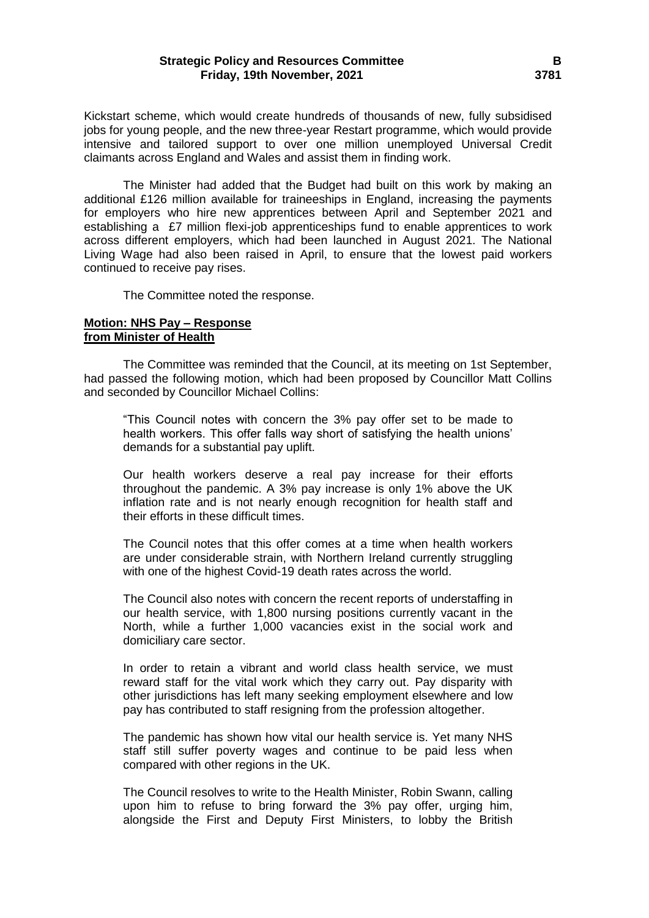Kickstart scheme, which would create hundreds of thousands of new, fully subsidised jobs for young people, and the new three-year Restart programme, which would provide intensive and tailored support to over one million unemployed Universal Credit claimants across England and Wales and assist them in finding work.

The Minister had added that the Budget had built on this work by making an additional £126 million available for traineeships in England, increasing the payments for employers who hire new apprentices between April and September 2021 and establishing a £7 million flexi-job apprenticeships fund to enable apprentices to work across different employers, which had been launched in August 2021. The National Living Wage had also been raised in April, to ensure that the lowest paid workers continued to receive pay rises.

The Committee noted the response.

**Motion: NHS Pay – Response from Minister of Health**

The Committee was reminded that the Council, at its meeting on 1st September, had passed the following motion, which had been proposed by Councillor Matt Collins and seconded by Councillor Michael Collins:

> "This Council notes with concern the 3% pay offer set to be made to health workers. This offer falls way short of satisfying the health unions' demands for a substantial pay uplift.
>
> Our health workers deserve a real pay increase for their efforts throughout the pandemic. A 3% pay increase is only 1% above the UK inflation rate and is not nearly enough recognition for health staff and their efforts in these difficult times.
>
> The Council notes that this offer comes at a time when health workers are under considerable strain, with Northern Ireland currently struggling with one of the highest Covid-19 death rates across the world.
>
> The Council also notes with concern the recent reports of understaffing in our health service, with 1,800 nursing positions currently vacant in the North, while a further 1,000 vacancies exist in the social work and domiciliary care sector.
>
> In order to retain a vibrant and world class health service, we must reward staff for the vital work which they carry out. Pay disparity with other jurisdictions has left many seeking employment elsewhere and low pay has contributed to staff resigning from the profession altogether.
>
> The pandemic has shown how vital our health service is. Yet many NHS staff still suffer poverty wages and continue to be paid less when compared with other regions in the UK.
>
> The Council resolves to write to the Health Minister, Robin Swann, calling upon him to refuse to bring forward the 3% pay offer, urging him, alongside the First and Deputy First Ministers, to lobby the British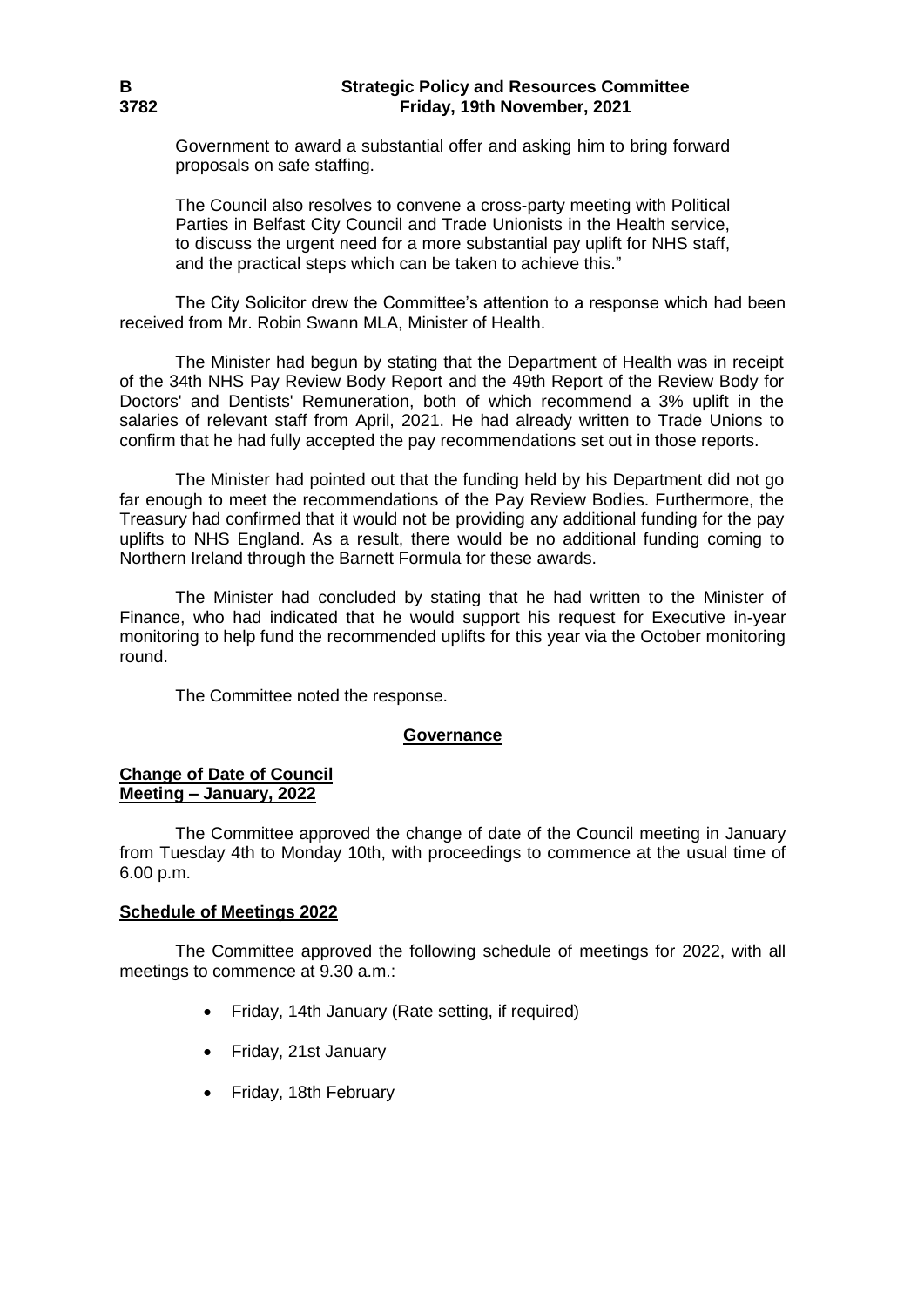Government to award a substantial offer and asking him to bring forward proposals on safe staffing.

The Council also resolves to convene a cross-party meeting with Political Parties in Belfast City Council and Trade Unionists in the Health service, to discuss the urgent need for a more substantial pay uplift for NHS staff, and the practical steps which can be taken to achieve this."

The City Solicitor drew the Committee's attention to a response which had been received from Mr. Robin Swann MLA, Minister of Health.

The Minister had begun by stating that the Department of Health was in receipt of the 34th NHS Pay Review Body Report and the 49th Report of the Review Body for Doctors' and Dentists' Remuneration, both of which recommend a 3% uplift in the salaries of relevant staff from April, 2021. He had already written to Trade Unions to confirm that he had fully accepted the pay recommendations set out in those reports.

The Minister had pointed out that the funding held by his Department did not go far enough to meet the recommendations of the Pay Review Bodies. Furthermore, the Treasury had confirmed that it would not be providing any additional funding for the pay uplifts to NHS England. As a result, there would be no additional funding coming to Northern Ireland through the Barnett Formula for these awards.

The Minister had concluded by stating that he had written to the Minister of Finance, who had indicated that he would support his request for Executive in-year monitoring to help fund the recommended uplifts for this year via the October monitoring round.

The Committee noted the response.

## Governance

### Change of Date of Council Meeting – January, 2022

The Committee approved the change of date of the Council meeting in January from Tuesday 4th to Monday 10th, with proceedings to commence at the usual time of 6.00 p.m.

### Schedule of Meetings 2022

The Committee approved the following schedule of meetings for 2022, with all meetings to commence at 9.30 a.m.:

- Friday, 14th January (Rate setting, if required)
- Friday, 21st January
- Friday, 18th February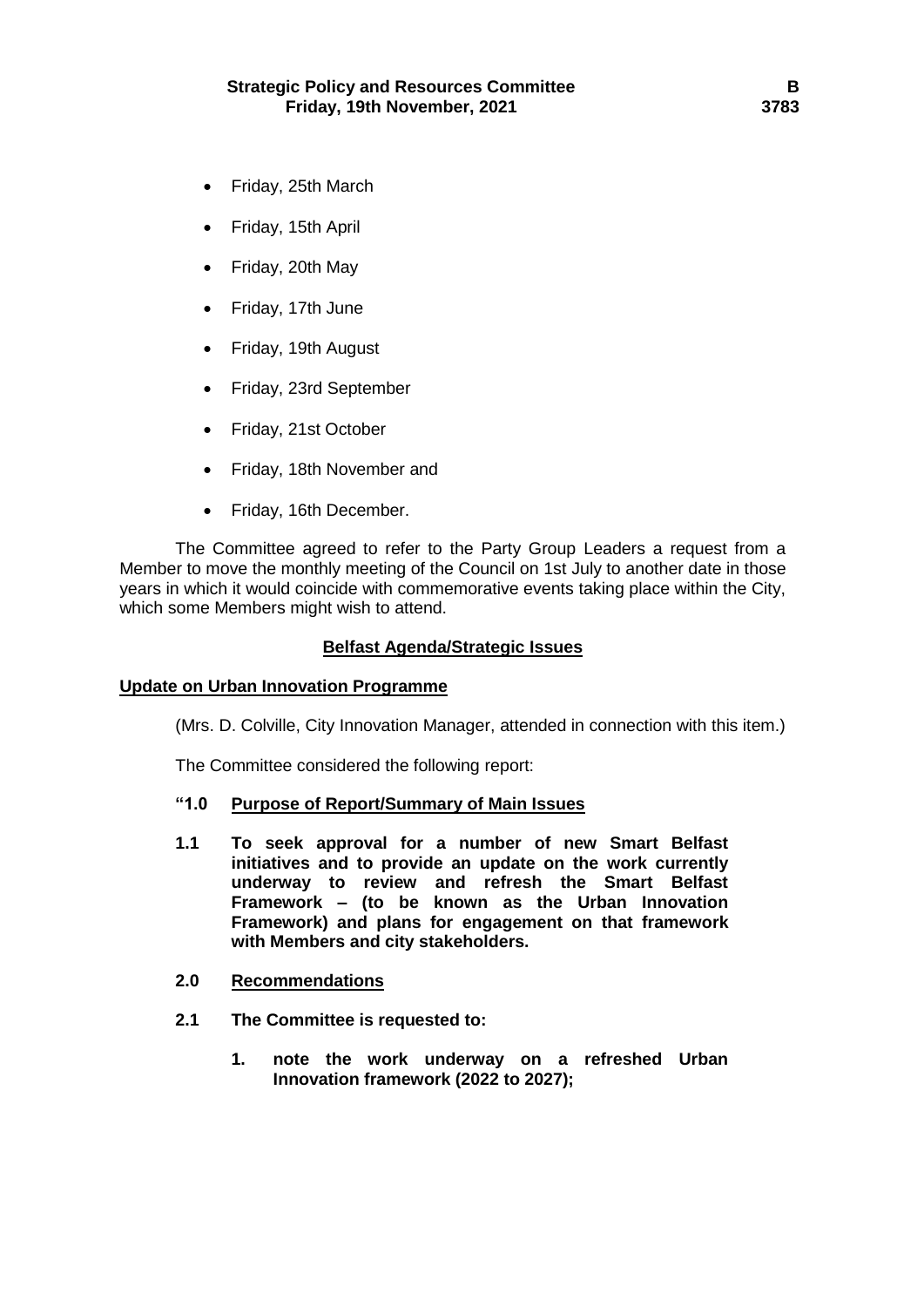- Friday, 25th March
- Friday, 15th April
- Friday, 20th May
- Friday, 17th June
- Friday, 19th August
- Friday, 23rd September
- Friday, 21st October
- Friday, 18th November and
- Friday, 16th December.

The Committee agreed to refer to the Party Group Leaders a request from a Member to move the monthly meeting of the Council on 1st July to another date in those years in which it would coincide with commemorative events taking place within the City, which some Members might wish to attend.

## Belfast Agenda/Strategic Issues

### Update on Urban Innovation Programme

(Mrs. D. Colville, City Innovation Manager, attended in connection with this item.)

The Committee considered the following report:

**"1.0 Purpose of Report/Summary of Main Issues**

**1.1 To seek approval for a number of new Smart Belfast initiatives and to provide an update on the work currently underway to review and refresh the Smart Belfast Framework – (to be known as the Urban Innovation Framework) and plans for engagement on that framework with Members and city stakeholders.**

**2.0 Recommendations**

**2.1 The Committee is requested to:**

1. **note the work underway on a refreshed Urban Innovation framework (2022 to 2027);**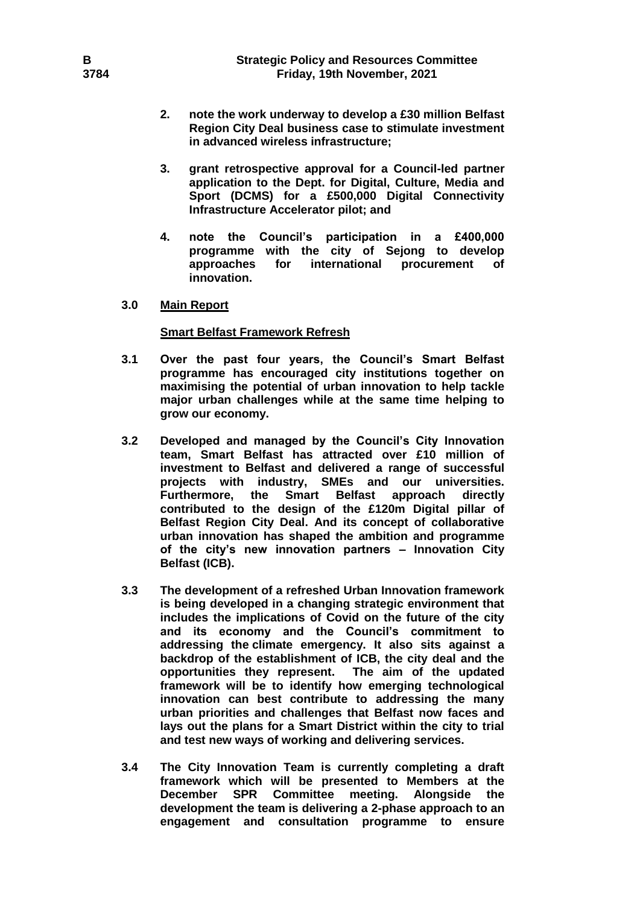2. **note the work underway to develop a £30 million Belfast Region City Deal business case to stimulate investment in advanced wireless infrastructure;**

3. **grant retrospective approval for a Council-led partner application to the Dept. for Digital, Culture, Media and Sport (DCMS) for a £500,000 Digital Connectivity Infrastructure Accelerator pilot; and**

4. **note the Council's participation in a £400,000 programme with the city of Sejong to develop approaches for international procurement of innovation.**

**3.0 Main Report**

**Smart Belfast Framework Refresh**

**3.1** **Over the past four years, the Council's Smart Belfast programme has encouraged city institutions together on maximising the potential of urban innovation to help tackle major urban challenges while at the same time helping to grow our economy.**

**3.2** **Developed and managed by the Council's City Innovation team, Smart Belfast has attracted over £10 million of investment to Belfast and delivered a range of successful projects with industry, SMEs and our universities. Furthermore, the Smart Belfast approach directly contributed to the design of the £120m Digital pillar of Belfast Region City Deal. And its concept of collaborative urban innovation has shaped the ambition and programme of the city's new innovation partners – Innovation City Belfast (ICB).**

**3.3** **The development of a refreshed Urban Innovation framework is being developed in a changing strategic environment that includes the implications of Covid on the future of the city and its economy and the Council's commitment to addressing the climate emergency. It also sits against a backdrop of the establishment of ICB, the city deal and the opportunities they represent. The aim of the updated framework will be to identify how emerging technological innovation can best contribute to addressing the many urban priorities and challenges that Belfast now faces and lays out the plans for a Smart District within the city to trial and test new ways of working and delivering services.**

**3.4** **The City Innovation Team is currently completing a draft framework which will be presented to Members at the December SPR Committee meeting. Alongside the development the team is delivering a 2-phase approach to an engagement and consultation programme to ensure**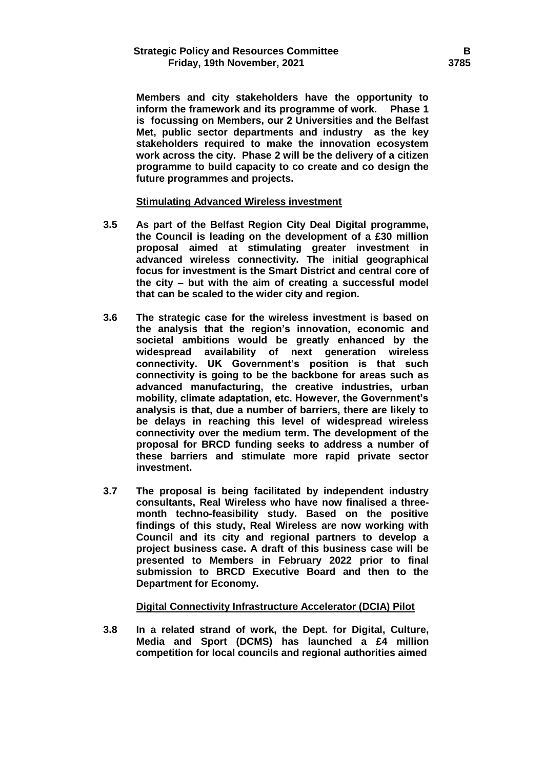**Members and city stakeholders have the opportunity to inform the framework and its programme of work. Phase 1 is focussing on Members, our 2 Universities and the Belfast Met, public sector departments and industry as the key stakeholders required to make the innovation ecosystem work across the city. Phase 2 will be the delivery of a citizen programme to build capacity to co create and co design the future programmes and projects.**

**Stimulating Advanced Wireless investment**

**3.5 As part of the Belfast Region City Deal Digital programme, the Council is leading on the development of a £30 million proposal aimed at stimulating greater investment in advanced wireless connectivity. The initial geographical focus for investment is the Smart District and central core of the city – but with the aim of creating a successful model that can be scaled to the wider city and region.**

**3.6 The strategic case for the wireless investment is based on the analysis that the region's innovation, economic and societal ambitions would be greatly enhanced by the widespread availability of next generation wireless connectivity. UK Government's position is that such connectivity is going to be the backbone for areas such as advanced manufacturing, the creative industries, urban mobility, climate adaptation, etc. However, the Government's analysis is that, due a number of barriers, there are likely to be delays in reaching this level of widespread wireless connectivity over the medium term. The development of the proposal for BRCD funding seeks to address a number of these barriers and stimulate more rapid private sector investment.**

**3.7 The proposal is being facilitated by independent industry consultants, Real Wireless who have now finalised a three-month techno-feasibility study. Based on the positive findings of this study, Real Wireless are now working with Council and its city and regional partners to develop a project business case. A draft of this business case will be presented to Members in February 2022 prior to final submission to BRCD Executive Board and then to the Department for Economy.**

**Digital Connectivity Infrastructure Accelerator (DCIA) Pilot**

**3.8 In a related strand of work, the Dept. for Digital, Culture, Media and Sport (DCMS) has launched a £4 million competition for local councils and regional authorities aimed**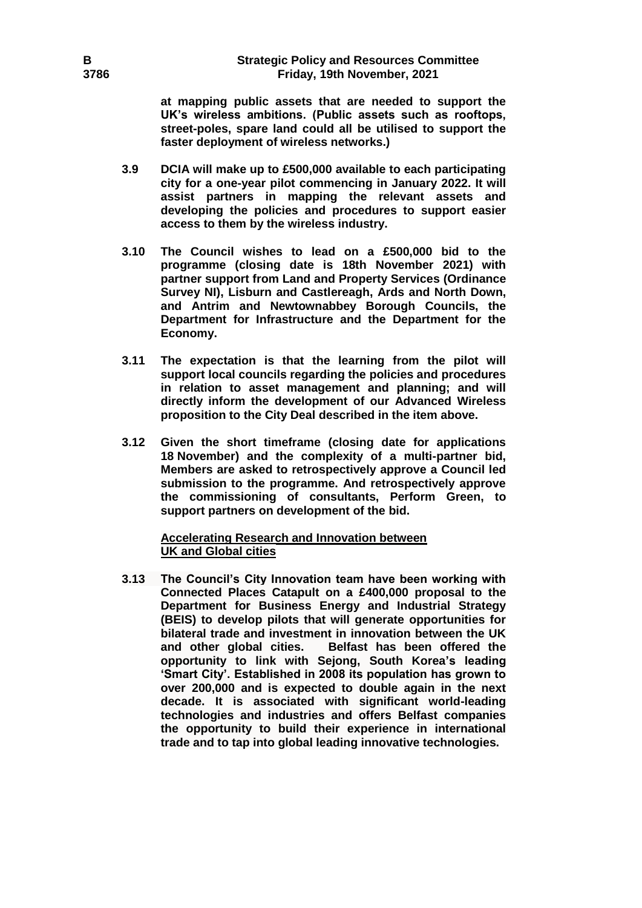**at mapping public assets that are needed to support the UK's wireless ambitions. (Public assets such as rooftops, street-poles, spare land could all be utilised to support the faster deployment of wireless networks.)**

**3.9 DCIA will make up to £500,000 available to each participating city for a one-year pilot commencing in January 2022. It will assist partners in mapping the relevant assets and developing the policies and procedures to support easier access to them by the wireless industry.**

**3.10 The Council wishes to lead on a £500,000 bid to the programme (closing date is 18th November 2021) with partner support from Land and Property Services (Ordinance Survey NI), Lisburn and Castlereagh, Ards and North Down, and Antrim and Newtownabbey Borough Councils, the Department for Infrastructure and the Department for the Economy.**

**3.11 The expectation is that the learning from the pilot will support local councils regarding the policies and procedures in relation to asset management and planning; and will directly inform the development of our Advanced Wireless proposition to the City Deal described in the item above.**

**3.12 Given the short timeframe (closing date for applications 18 November) and the complexity of a multi-partner bid, Members are asked to retrospectively approve a Council led submission to the programme. And retrospectively approve the commissioning of consultants, Perform Green, to support partners on development of the bid.**

**<u>Accelerating Research and Innovation between UK and Global cities</u>**

**3.13 The Council's City Innovation team have been working with Connected Places Catapult on a £400,000 proposal to the Department for Business Energy and Industrial Strategy (BEIS) to develop pilots that will generate opportunities for bilateral trade and investment in innovation between the UK and other global cities. Belfast has been offered the opportunity to link with Sejong, South Korea's leading 'Smart City'. Established in 2008 its population has grown to over 200,000 and is expected to double again in the next decade. It is associated with significant world-leading technologies and industries and offers Belfast companies the opportunity to build their experience in international trade and to tap into global leading innovative technologies.**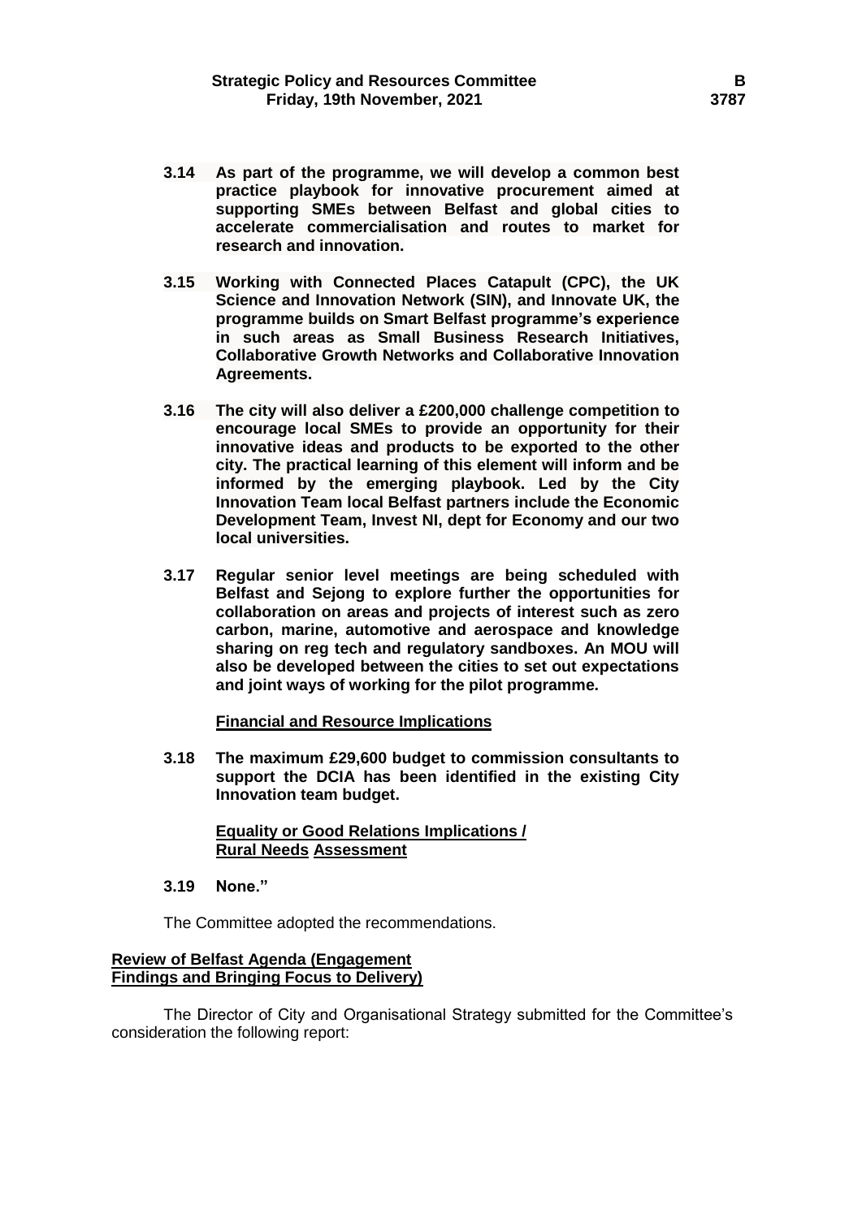**3.14 As part of the programme, we will develop a common best practice playbook for innovative procurement aimed at supporting SMEs between Belfast and global cities to accelerate commercialisation and routes to market for research and innovation.**

**3.15 Working with Connected Places Catapult (CPC), the UK Science and Innovation Network (SIN), and Innovate UK, the programme builds on Smart Belfast programme's experience in such areas as Small Business Research Initiatives, Collaborative Growth Networks and Collaborative Innovation Agreements.**

**3.16 The city will also deliver a £200,000 challenge competition to encourage local SMEs to provide an opportunity for their innovative ideas and products to be exported to the other city. The practical learning of this element will inform and be informed by the emerging playbook. Led by the City Innovation Team local Belfast partners include the Economic Development Team, Invest NI, dept for Economy and our two local universities.**

**3.17 Regular senior level meetings are being scheduled with Belfast and Sejong to explore further the opportunities for collaboration on areas and projects of interest such as zero carbon, marine, automotive and aerospace and knowledge sharing on reg tech and regulatory sandboxes. An MOU will also be developed between the cities to set out expectations and joint ways of working for the pilot programme.**

**Financial and Resource Implications**

**3.18 The maximum £29,600 budget to commission consultants to support the DCIA has been identified in the existing City Innovation team budget.**

**Equality or Good Relations Implications / Rural Needs Assessment**

**3.19 None."**

The Committee adopted the recommendations.

**Review of Belfast Agenda (Engagement Findings and Bringing Focus to Delivery)**

The Director of City and Organisational Strategy submitted for the Committee's consideration the following report: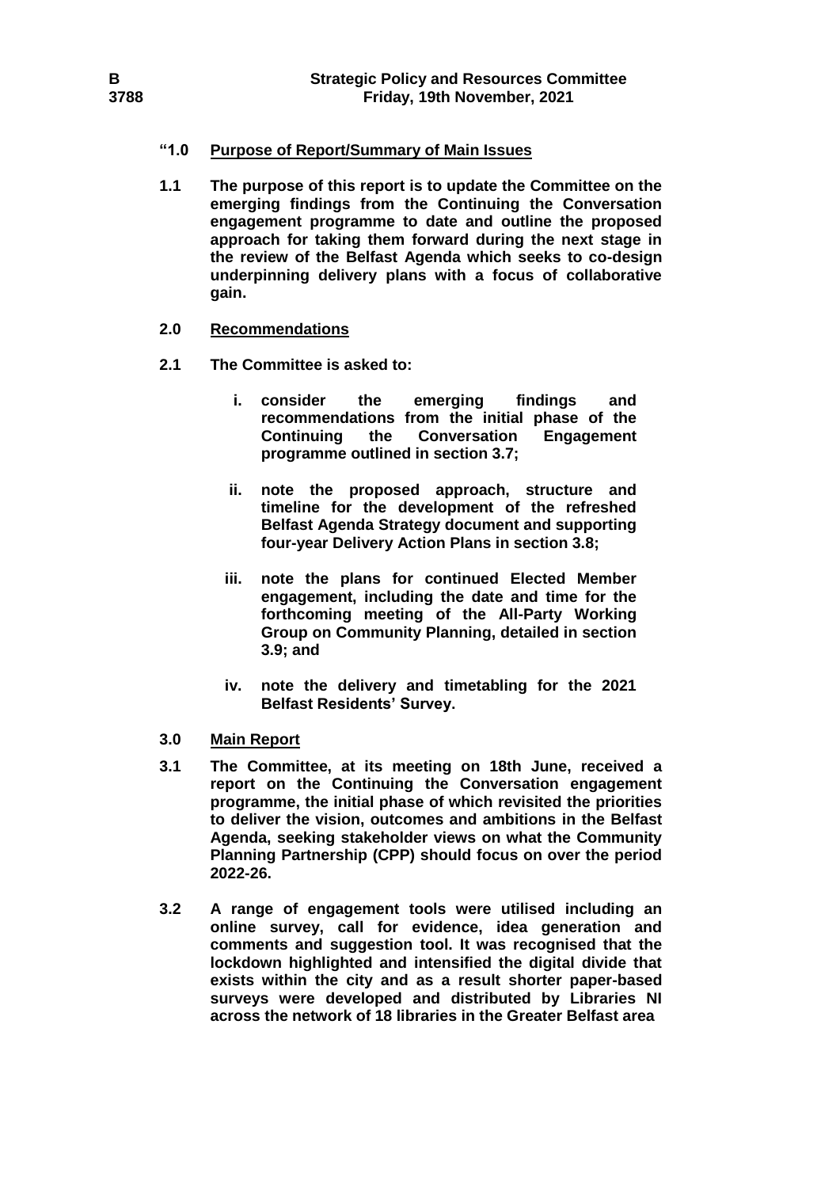**"1.0 Purpose of Report/Summary of Main Issues**

**1.1 The purpose of this report is to update the Committee on the emerging findings from the Continuing the Conversation engagement programme to date and outline the proposed approach for taking them forward during the next stage in the review of the Belfast Agenda which seeks to co-design underpinning delivery plans with a focus of collaborative gain.**

**2.0 Recommendations**

**2.1 The Committee is asked to:**

- **i. consider the emerging findings and recommendations from the initial phase of the Continuing the Conversation Engagement programme outlined in section 3.7;**
- **ii. note the proposed approach, structure and timeline for the development of the refreshed Belfast Agenda Strategy document and supporting four-year Delivery Action Plans in section 3.8;**
- **iii. note the plans for continued Elected Member engagement, including the date and time for the forthcoming meeting of the All-Party Working Group on Community Planning, detailed in section 3.9; and**
- **iv. note the delivery and timetabling for the 2021 Belfast Residents' Survey.**

**3.0 Main Report**

**3.1 The Committee, at its meeting on 18th June, received a report on the Continuing the Conversation engagement programme, the initial phase of which revisited the priorities to deliver the vision, outcomes and ambitions in the Belfast Agenda, seeking stakeholder views on what the Community Planning Partnership (CPP) should focus on over the period 2022-26.**

**3.2 A range of engagement tools were utilised including an online survey, call for evidence, idea generation and comments and suggestion tool. It was recognised that the lockdown highlighted and intensified the digital divide that exists within the city and as a result shorter paper-based surveys were developed and distributed by Libraries NI across the network of 18 libraries in the Greater Belfast area**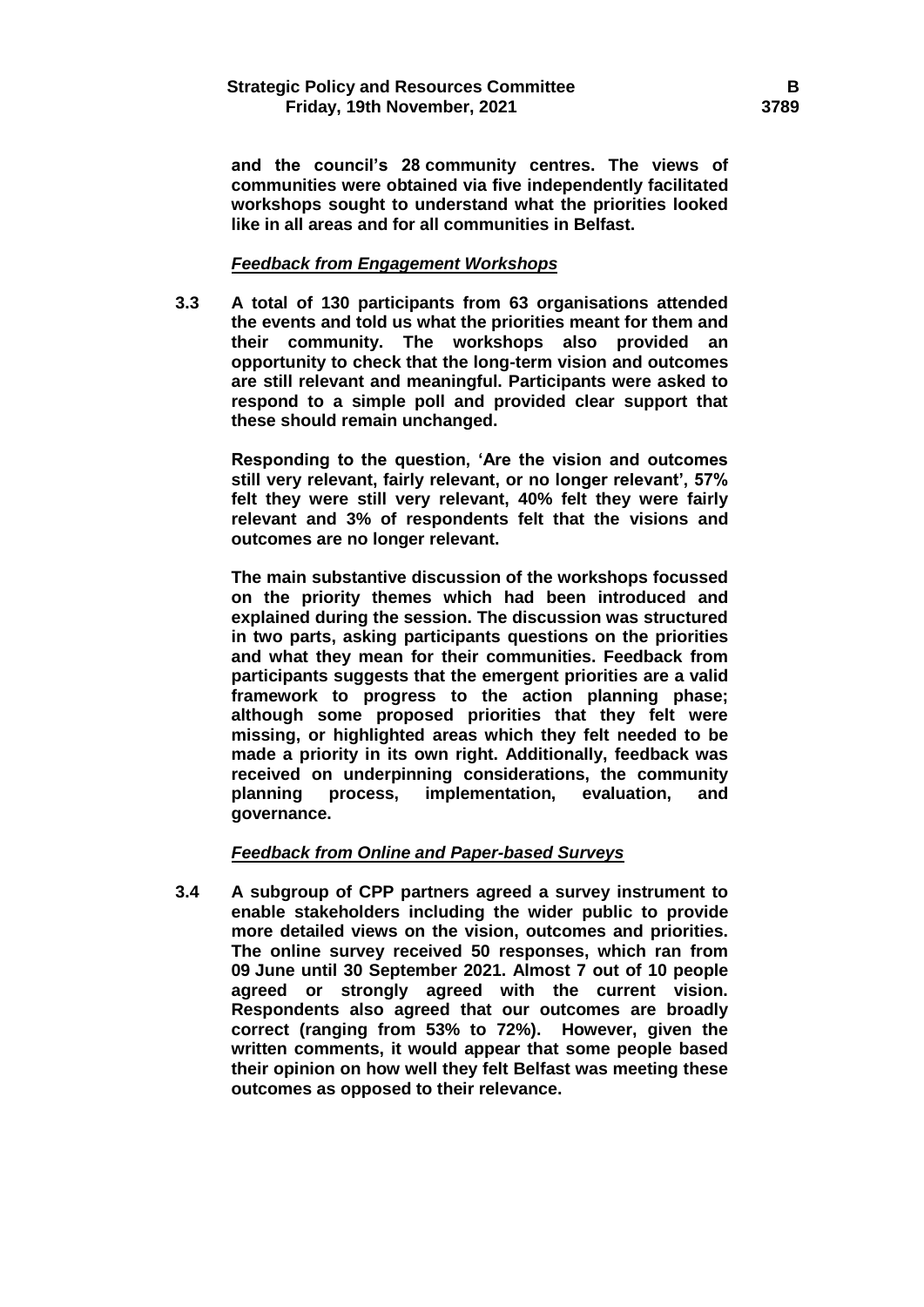**and the council's 28 community centres. The views of communities were obtained via five independently facilitated workshops sought to understand what the priorities looked like in all areas and for all communities in Belfast.**

***Feedback from Engagement Workshops***

**3.3 A total of 130 participants from 63 organisations attended the events and told us what the priorities meant for them and their community. The workshops also provided an opportunity to check that the long-term vision and outcomes are still relevant and meaningful. Participants were asked to respond to a simple poll and provided clear support that these should remain unchanged.**

**Responding to the question, 'Are the vision and outcomes still very relevant, fairly relevant, or no longer relevant', 57% felt they were still very relevant, 40% felt they were fairly relevant and 3% of respondents felt that the visions and outcomes are no longer relevant.**

**The main substantive discussion of the workshops focussed on the priority themes which had been introduced and explained during the session. The discussion was structured in two parts, asking participants questions on the priorities and what they mean for their communities. Feedback from participants suggests that the emergent priorities are a valid framework to progress to the action planning phase; although some proposed priorities that they felt were missing, or highlighted areas which they felt needed to be made a priority in its own right. Additionally, feedback was received on underpinning considerations, the community planning process, implementation, evaluation, and governance.**

***Feedback from Online and Paper-based Surveys***

**3.4 A subgroup of CPP partners agreed a survey instrument to enable stakeholders including the wider public to provide more detailed views on the vision, outcomes and priorities. The online survey received 50 responses, which ran from 09 June until 30 September 2021. Almost 7 out of 10 people agreed or strongly agreed with the current vision. Respondents also agreed that our outcomes are broadly correct (ranging from 53% to 72%). However, given the written comments, it would appear that some people based their opinion on how well they felt Belfast was meeting these outcomes as opposed to their relevance.**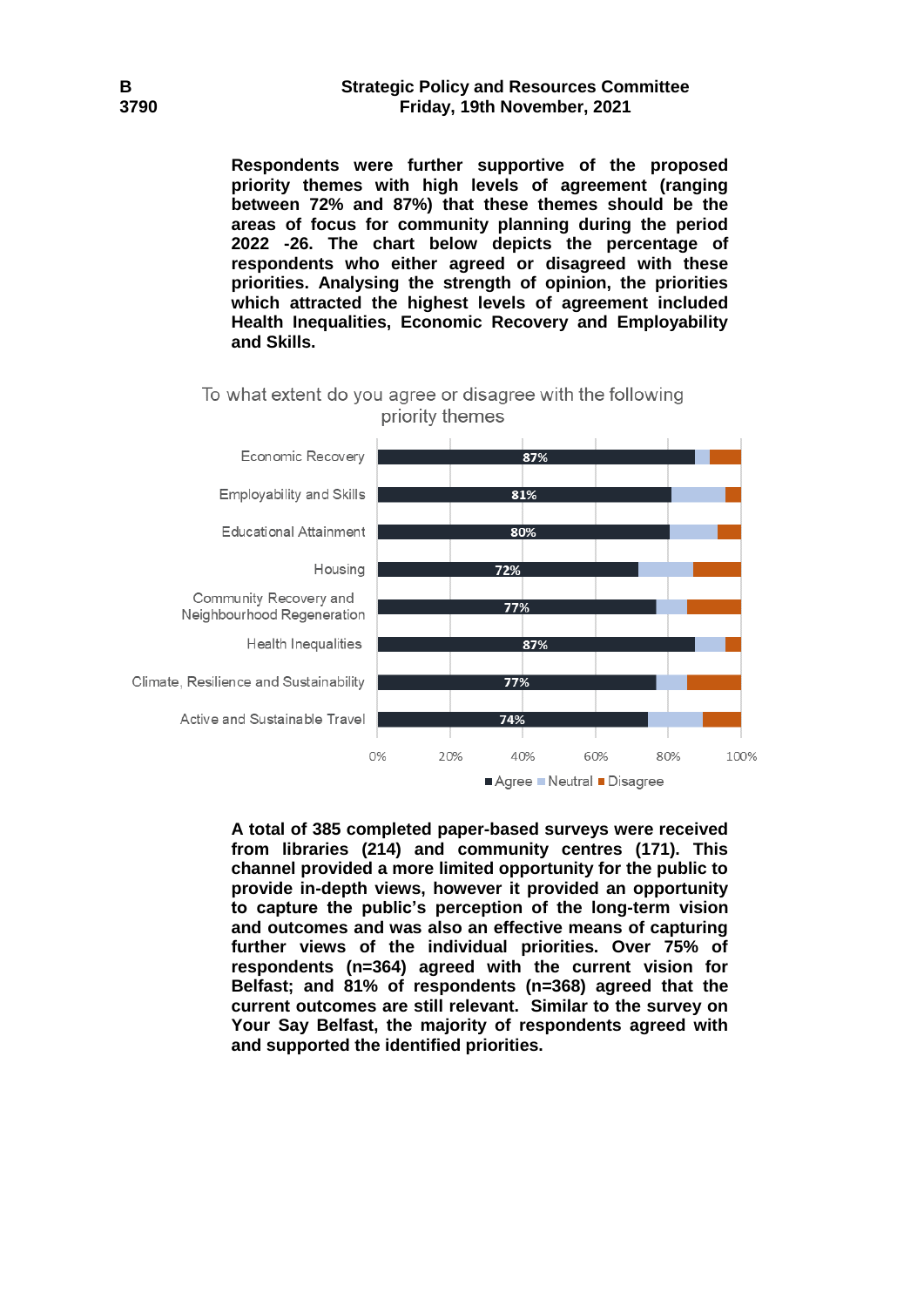**Respondents were further supportive of the proposed priority themes with high levels of agreement (ranging between 72% and 87%) that these themes should be the areas of focus for community planning during the period 2022 -26. The chart below depicts the percentage of respondents who either agreed or disagreed with these priorities. Analysing the strength of opinion, the priorities which attracted the highest levels of agreement included Health Inequalities, Economic Recovery and Employability and Skills.**

To what extent do you agree or disagree with the following priority themes

| Priority theme | Agree |
| --- | --- |
| Economic Recovery | 87% |
| Employability and Skills | 81% |
| Educational Attainment | 80% |
| Housing | 72% |
| Community Recovery and Neighbourhood Regeneration | 77% |
| Health Inequalities | 87% |
| Climate, Resilience and Sustainability | 77% |
| Active and Sustainable Travel | 74% |

■ Agree ■ Neutral ■ Disagree

**A total of 385 completed paper-based surveys were received from libraries (214) and community centres (171). This channel provided a more limited opportunity for the public to provide in-depth views, however it provided an opportunity to capture the public's perception of the long-term vision and outcomes and was also an effective means of capturing further views of the individual priorities. Over 75% of respondents (n=364) agreed with the current vision for Belfast; and 81% of respondents (n=368) agreed that the current outcomes are still relevant. Similar to the survey on Your Say Belfast, the majority of respondents agreed with and supported the identified priorities.**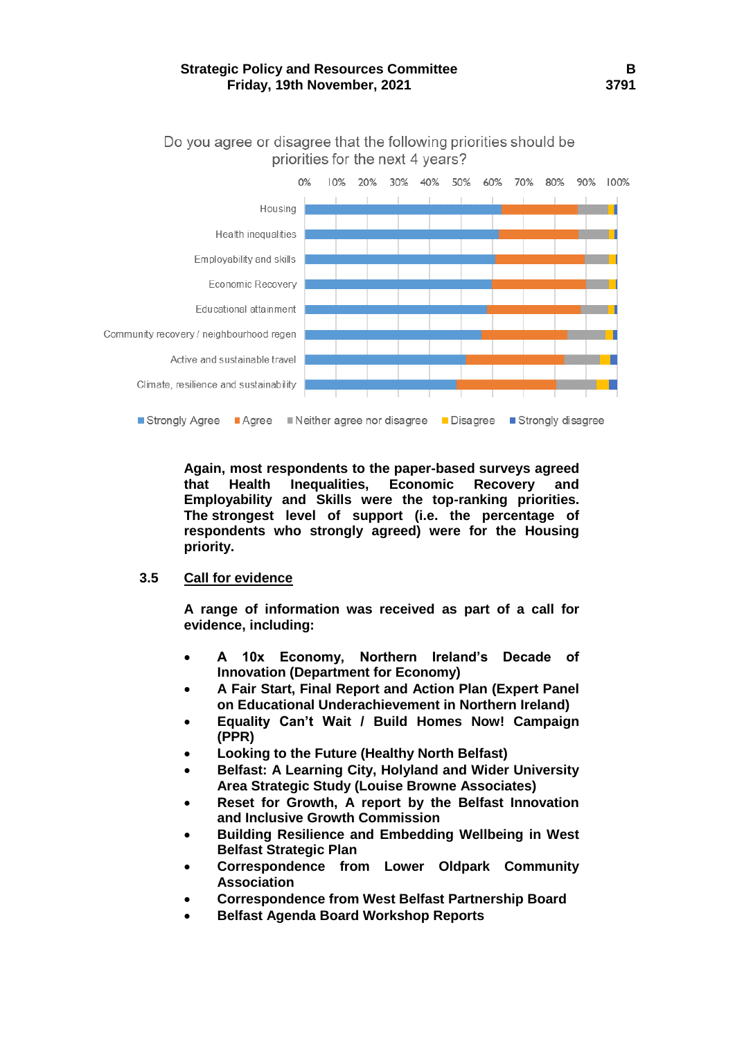Do you agree or disagree that the following priorities should be priorities for the next 4 years?

Housing
Health inequalities
Employability and skills
Economic Recovery
Educational attainment
Community recovery / neighbourhood regen
Active and sustainable travel
Climate, resilience and sustainability

0% 10% 20% 30% 40% 50% 60% 70% 80% 90% 100%

Strongly Agree | Agree | Neither agree nor disagree | Disagree | Strongly disagree

Again, most respondents to the paper-based surveys agreed that Health Inequalities, Economic Recovery and Employability and Skills were the top-ranking priorities. The strongest level of support (i.e. the percentage of respondents who strongly agreed) were for the Housing priority.

3.5 **Call for evidence**

A range of information was received as part of a call for evidence, including:

- A 10x Economy, Northern Ireland's Decade of Innovation (Department for Economy)
- A Fair Start, Final Report and Action Plan (Expert Panel on Educational Underachievement in Northern Ireland)
- Equality Can't Wait / Build Homes Now! Campaign (PPR)
- Looking to the Future (Healthy North Belfast)
- Belfast: A Learning City, Holyland and Wider University Area Strategic Study (Louise Browne Associates)
- Reset for Growth, A report by the Belfast Innovation and Inclusive Growth Commission
- Building Resilience and Embedding Wellbeing in West Belfast Strategic Plan
- Correspondence from Lower Oldpark Community Association
- Correspondence from West Belfast Partnership Board
- Belfast Agenda Board Workshop Reports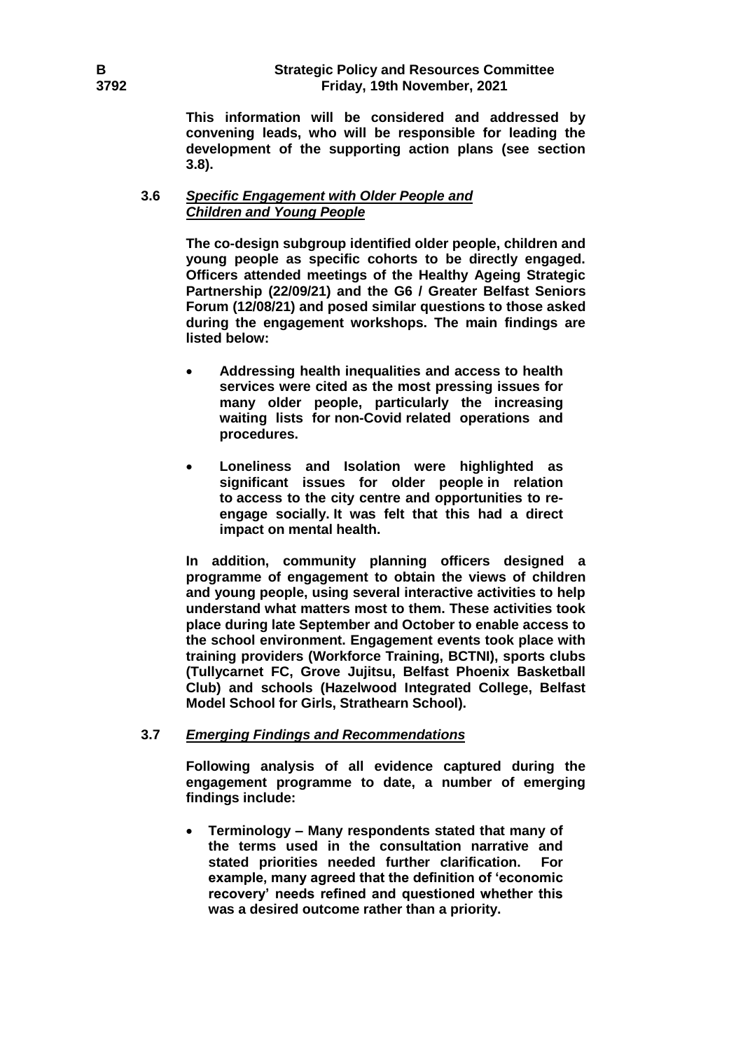**This information will be considered and addressed by convening leads, who will be responsible for leading the development of the supporting action plans (see section 3.8).**

**3.6** ***Specific Engagement with Older People and Children and Young People***

**The co-design subgroup identified older people, children and young people as specific cohorts to be directly engaged. Officers attended meetings of the Healthy Ageing Strategic Partnership (22/09/21) and the G6 / Greater Belfast Seniors Forum (12/08/21) and posed similar questions to those asked during the engagement workshops. The main findings are listed below:**

- **Addressing health inequalities and access to health services were cited as the most pressing issues for many older people, particularly the increasing waiting lists for non-Covid related operations and procedures.**
- **Loneliness and Isolation were highlighted as significant issues for older people in relation to access to the city centre and opportunities to re-engage socially. It was felt that this had a direct impact on mental health.**

**In addition, community planning officers designed a programme of engagement to obtain the views of children and young people, using several interactive activities to help understand what matters most to them. These activities took place during late September and October to enable access to the school environment. Engagement events took place with training providers (Workforce Training, BCTNI), sports clubs (Tullycarnet FC, Grove Jujitsu, Belfast Phoenix Basketball Club) and schools (Hazelwood Integrated College, Belfast Model School for Girls, Strathearn School).**

**3.7** ***Emerging Findings and Recommendations***

**Following analysis of all evidence captured during the engagement programme to date, a number of emerging findings include:**

- **Terminology – Many respondents stated that many of the terms used in the consultation narrative and stated priorities needed further clarification. For example, many agreed that the definition of 'economic recovery' needs refined and questioned whether this was a desired outcome rather than a priority.**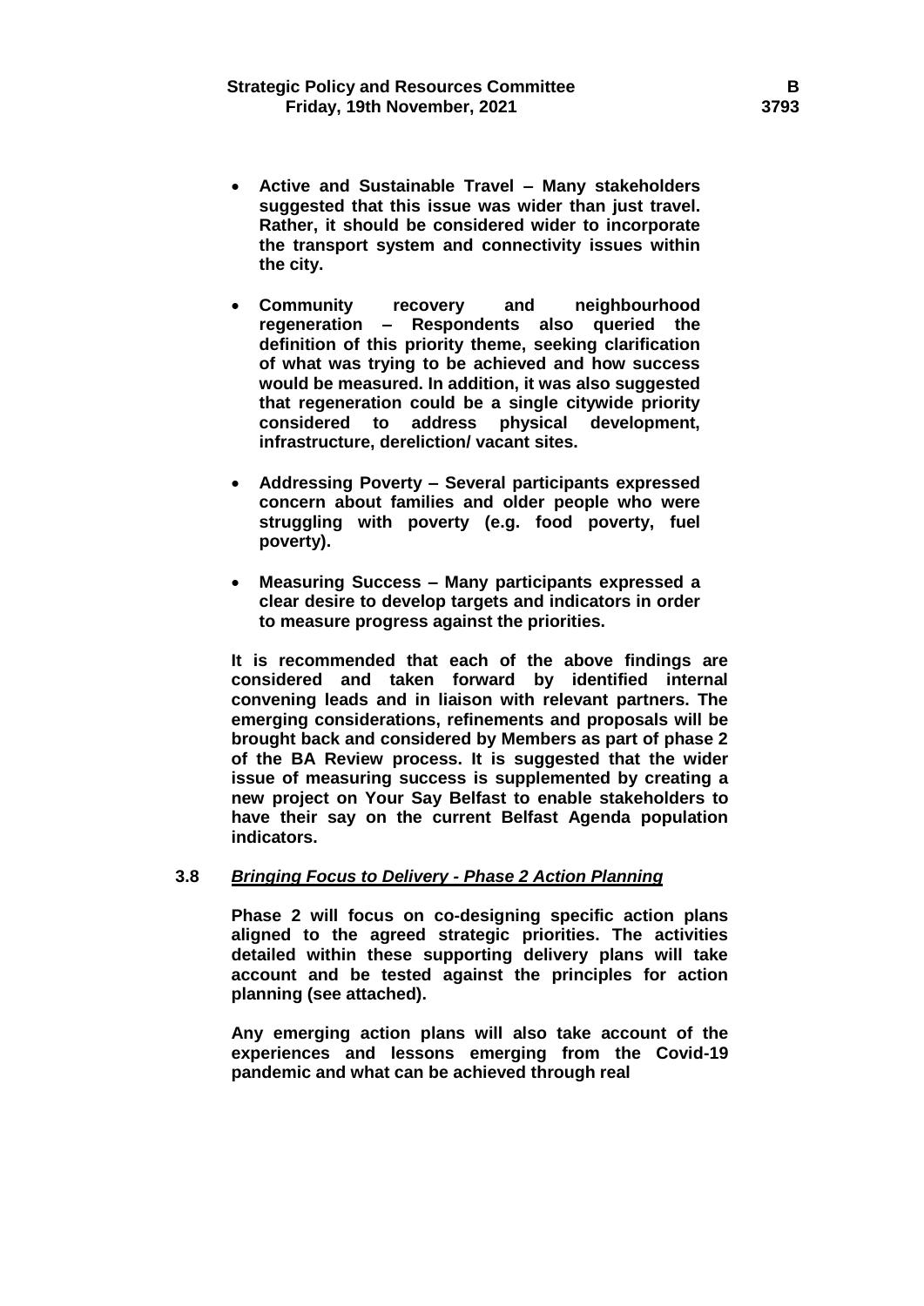- **Active and Sustainable Travel – Many stakeholders suggested that this issue was wider than just travel. Rather, it should be considered wider to incorporate the transport system and connectivity issues within the city.**

- **Community recovery and neighbourhood regeneration – Respondents also queried the definition of this priority theme, seeking clarification of what was trying to be achieved and how success would be measured. In addition, it was also suggested that regeneration could be a single citywide priority considered to address physical development, infrastructure, dereliction/ vacant sites.**

- **Addressing Poverty – Several participants expressed concern about families and older people who were struggling with poverty (e.g. food poverty, fuel poverty).**

- **Measuring Success – Many participants expressed a clear desire to develop targets and indicators in order to measure progress against the priorities.**

**It is recommended that each of the above findings are considered and taken forward by identified internal convening leads and in liaison with relevant partners. The emerging considerations, refinements and proposals will be brought back and considered by Members as part of phase 2 of the BA Review process. It is suggested that the wider issue of measuring success is supplemented by creating a new project on Your Say Belfast to enable stakeholders to have their say on the current Belfast Agenda population indicators.**

**3.8** ***<u>Bringing Focus to Delivery - Phase 2 Action Planning</u>***

**Phase 2 will focus on co-designing specific action plans aligned to the agreed strategic priorities. The activities detailed within these supporting delivery plans will take account and be tested against the principles for action planning (see attached).**

**Any emerging action plans will also take account of the experiences and lessons emerging from the Covid-19 pandemic and what can be achieved through real**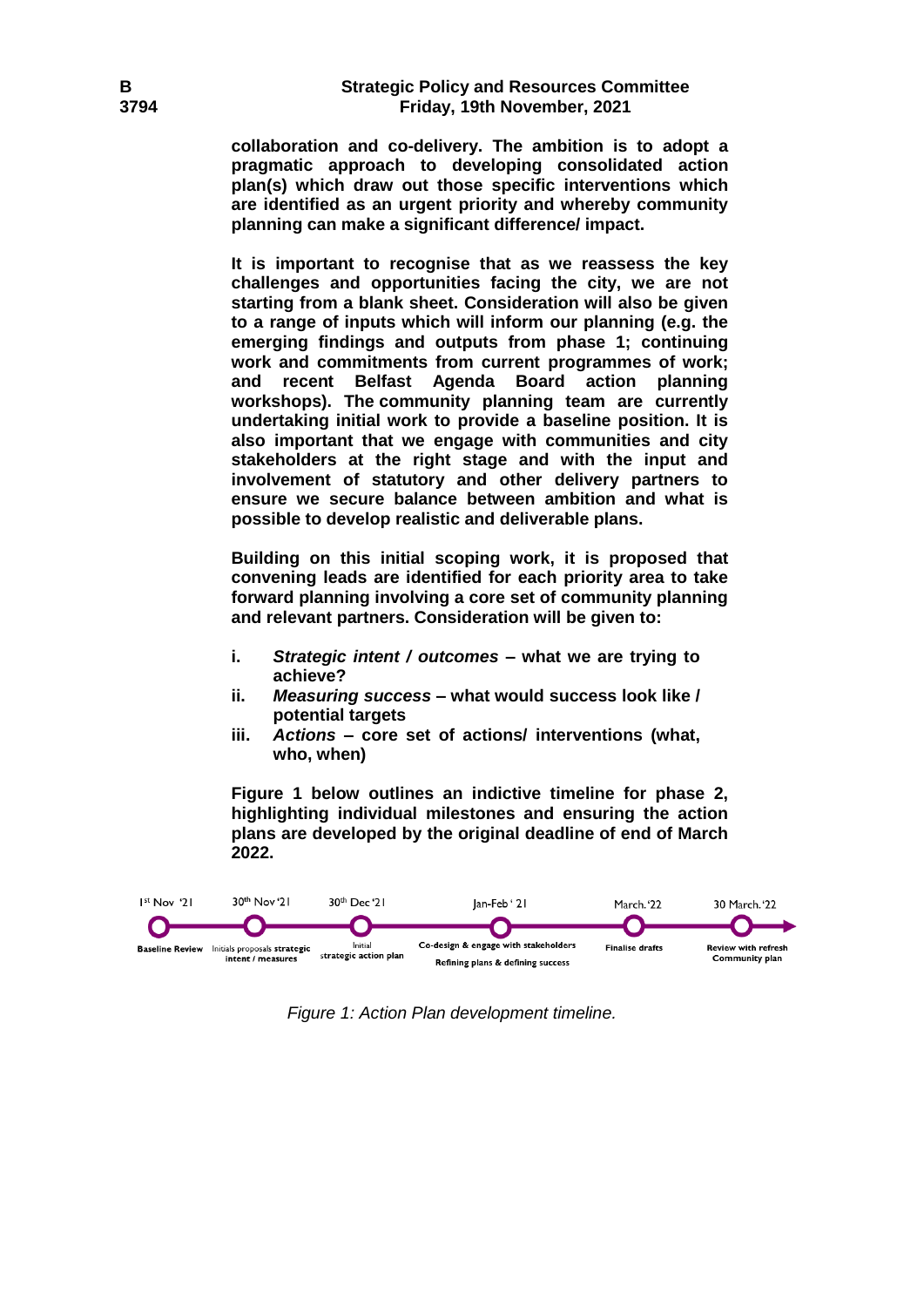**collaboration and co-delivery. The ambition is to adopt a pragmatic approach to developing consolidated action plan(s) which draw out those specific interventions which are identified as an urgent priority and whereby community planning can make a significant difference/ impact.**

**It is important to recognise that as we reassess the key challenges and opportunities facing the city, we are not starting from a blank sheet. Consideration will also be given to a range of inputs which will inform our planning (e.g. the emerging findings and outputs from phase 1; continuing work and commitments from current programmes of work; and recent Belfast Agenda Board action planning workshops). The community planning team are currently undertaking initial work to provide a baseline position. It is also important that we engage with communities and city stakeholders at the right stage and with the input and involvement of statutory and other delivery partners to ensure we secure balance between ambition and what is possible to develop realistic and deliverable plans.**

**Building on this initial scoping work, it is proposed that convening leads are identified for each priority area to take forward planning involving a core set of community planning and relevant partners. Consideration will be given to:**

- **i.** ***Strategic intent / outcomes*** **– what we are trying to achieve?**
- **ii.** ***Measuring success*** **– what would success look like / potential targets**
- **iii.** ***Actions*** **– core set of actions/ interventions (what, who, when)**

**Figure 1 below outlines an indictive timeline for phase 2, highlighting individual milestones and ensuring the action plans are developed by the original deadline of end of March 2022.**

| 1st Nov '21 | 30th Nov '21 | 30th Dec '21 | Jan-Feb ' 21 | March. '22 | 30 March. '22 |
|---|---|---|---|---|---|
| Baseline Review | Initials proposals strategic intent / measures | Initial strategic action plan | Co-design & engage with stakeholders Refining plans & defining success | Finalise drafts | Review with refresh Community plan |

*Figure 1: Action Plan development timeline.*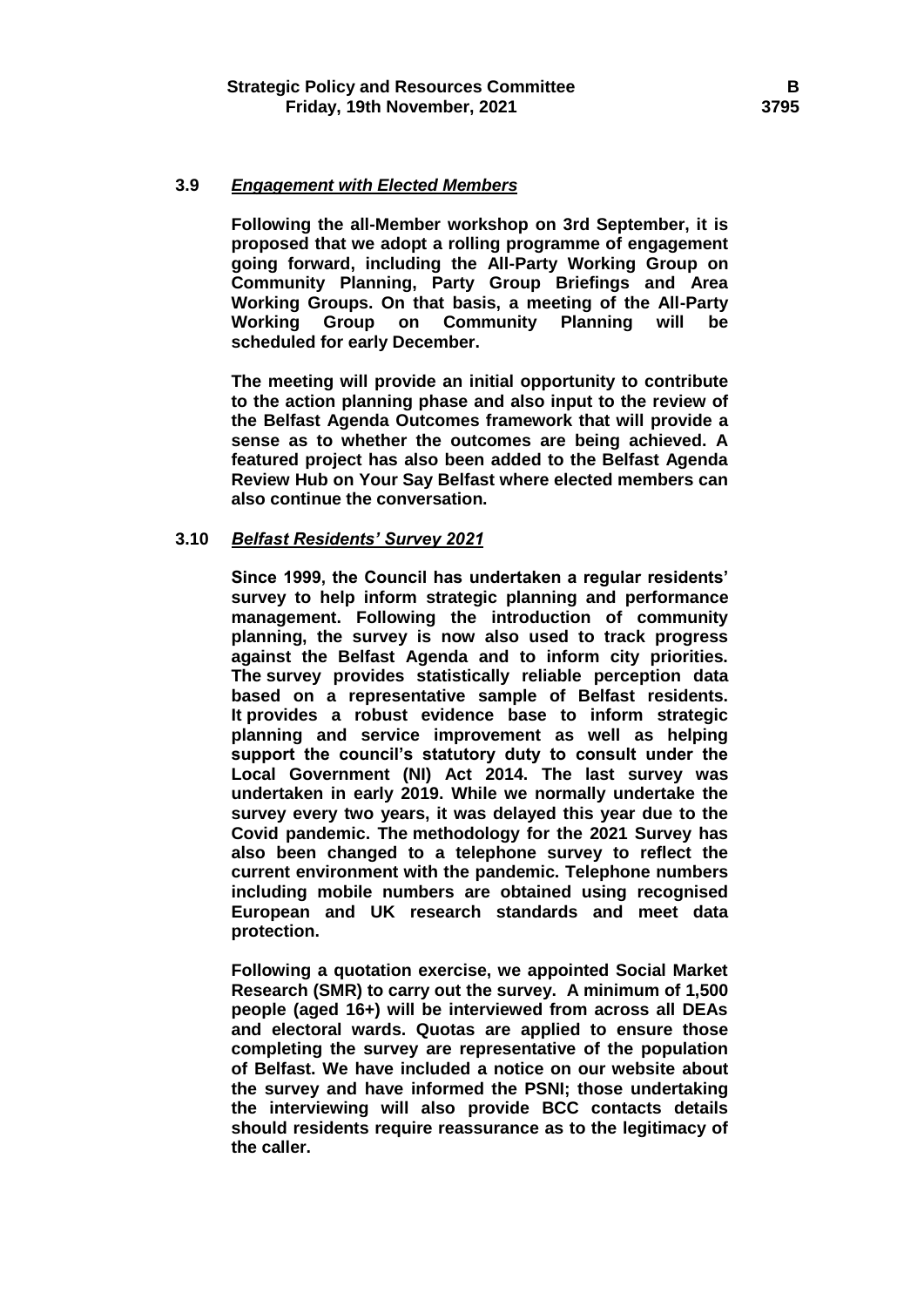**3.9** ***Engagement with Elected Members***

**Following the all-Member workshop on 3rd September, it is proposed that we adopt a rolling programme of engagement going forward, including the All-Party Working Group on Community Planning, Party Group Briefings and Area Working Groups. On that basis, a meeting of the All-Party Working Group on Community Planning will be scheduled for early December.**

**The meeting will provide an initial opportunity to contribute to the action planning phase and also input to the review of the Belfast Agenda Outcomes framework that will provide a sense as to whether the outcomes are being achieved. A featured project has also been added to the Belfast Agenda Review Hub on Your Say Belfast where elected members can also continue the conversation.**

**3.10** ***Belfast Residents' Survey 2021***

**Since 1999, the Council has undertaken a regular residents' survey to help inform strategic planning and performance management. Following the introduction of community planning, the survey is now also used to track progress against the Belfast Agenda and to inform city priorities. The survey provides statistically reliable perception data based on a representative sample of Belfast residents. It provides a robust evidence base to inform strategic planning and service improvement as well as helping support the council's statutory duty to consult under the Local Government (NI) Act 2014. The last survey was undertaken in early 2019. While we normally undertake the survey every two years, it was delayed this year due to the Covid pandemic. The methodology for the 2021 Survey has also been changed to a telephone survey to reflect the current environment with the pandemic. Telephone numbers including mobile numbers are obtained using recognised European and UK research standards and meet data protection.**

**Following a quotation exercise, we appointed Social Market Research (SMR) to carry out the survey. A minimum of 1,500 people (aged 16+) will be interviewed from across all DEAs and electoral wards. Quotas are applied to ensure those completing the survey are representative of the population of Belfast. We have included a notice on our website about the survey and have informed the PSNI; those undertaking the interviewing will also provide BCC contacts details should residents require reassurance as to the legitimacy of the caller.**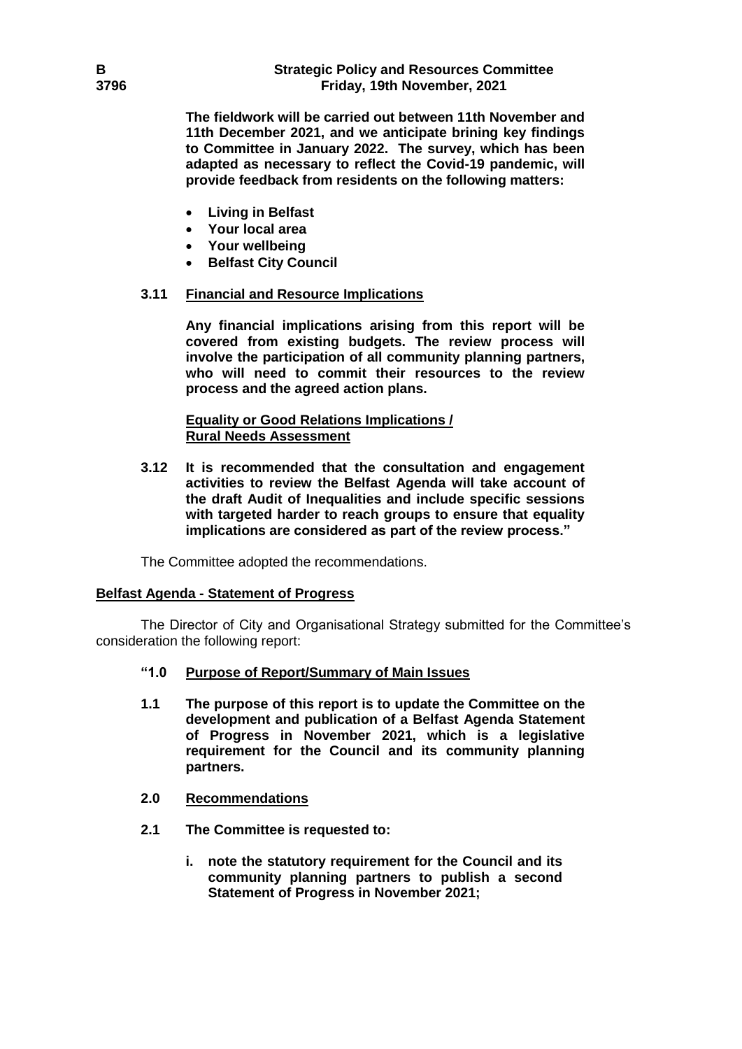**The fieldwork will be carried out between 11th November and 11th December 2021, and we anticipate brining key findings to Committee in January 2022. The survey, which has been adapted as necessary to reflect the Covid-19 pandemic, will provide feedback from residents on the following matters:**

- **Living in Belfast**
- **Your local area**
- **Your wellbeing**
- **Belfast City Council**

**3.11 Financial and Resource Implications**

**Any financial implications arising from this report will be covered from existing budgets. The review process will involve the participation of all community planning partners, who will need to commit their resources to the review process and the agreed action plans.**

**Equality or Good Relations Implications / Rural Needs Assessment**

**3.12 It is recommended that the consultation and engagement activities to review the Belfast Agenda will take account of the draft Audit of Inequalities and include specific sessions with targeted harder to reach groups to ensure that equality implications are considered as part of the review process."**

The Committee adopted the recommendations.

**Belfast Agenda - Statement of Progress**

The Director of City and Organisational Strategy submitted for the Committee's consideration the following report:

**"1.0 Purpose of Report/Summary of Main Issues**

**1.1 The purpose of this report is to update the Committee on the development and publication of a Belfast Agenda Statement of Progress in November 2021, which is a legislative requirement for the Council and its community planning partners.**

**2.0 Recommendations**

**2.1 The Committee is requested to:**

**i. note the statutory requirement for the Council and its community planning partners to publish a second Statement of Progress in November 2021;**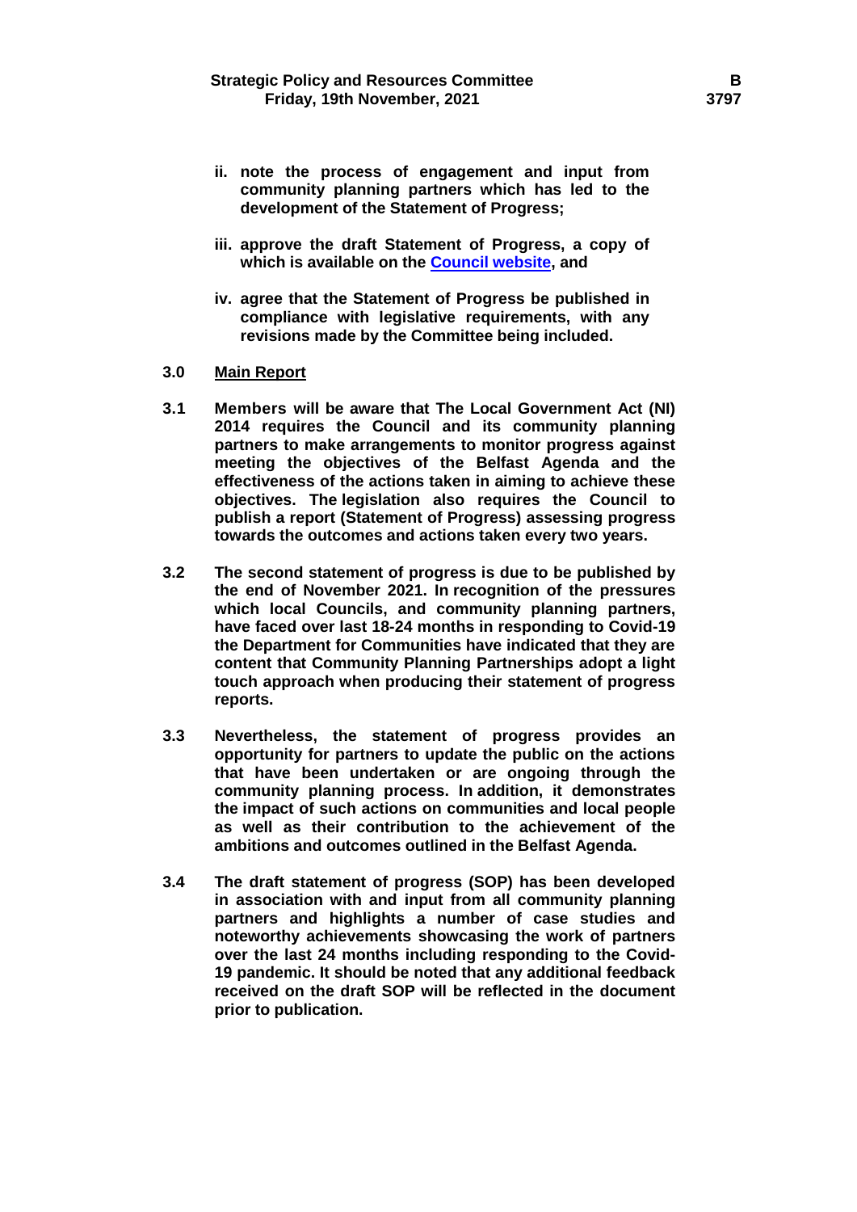**ii. note the process of engagement and input from community planning partners which has led to the development of the Statement of Progress;**

**iii. approve the draft Statement of Progress, a copy of which is available on the Council website, and**

**iv. agree that the Statement of Progress be published in compliance with legislative requirements, with any revisions made by the Committee being included.**

**3.0 Main Report**

**3.1 Members will be aware that The Local Government Act (NI) 2014 requires the Council and its community planning partners to make arrangements to monitor progress against meeting the objectives of the Belfast Agenda and the effectiveness of the actions taken in aiming to achieve these objectives. The legislation also requires the Council to publish a report (Statement of Progress) assessing progress towards the outcomes and actions taken every two years.**

**3.2 The second statement of progress is due to be published by the end of November 2021. In recognition of the pressures which local Councils, and community planning partners, have faced over last 18-24 months in responding to Covid-19 the Department for Communities have indicated that they are content that Community Planning Partnerships adopt a light touch approach when producing their statement of progress reports.**

**3.3 Nevertheless, the statement of progress provides an opportunity for partners to update the public on the actions that have been undertaken or are ongoing through the community planning process. In addition, it demonstrates the impact of such actions on communities and local people as well as their contribution to the achievement of the ambitions and outcomes outlined in the Belfast Agenda.**

**3.4 The draft statement of progress (SOP) has been developed in association with and input from all community planning partners and highlights a number of case studies and noteworthy achievements showcasing the work of partners over the last 24 months including responding to the Covid-19 pandemic. It should be noted that any additional feedback received on the draft SOP will be reflected in the document prior to publication.**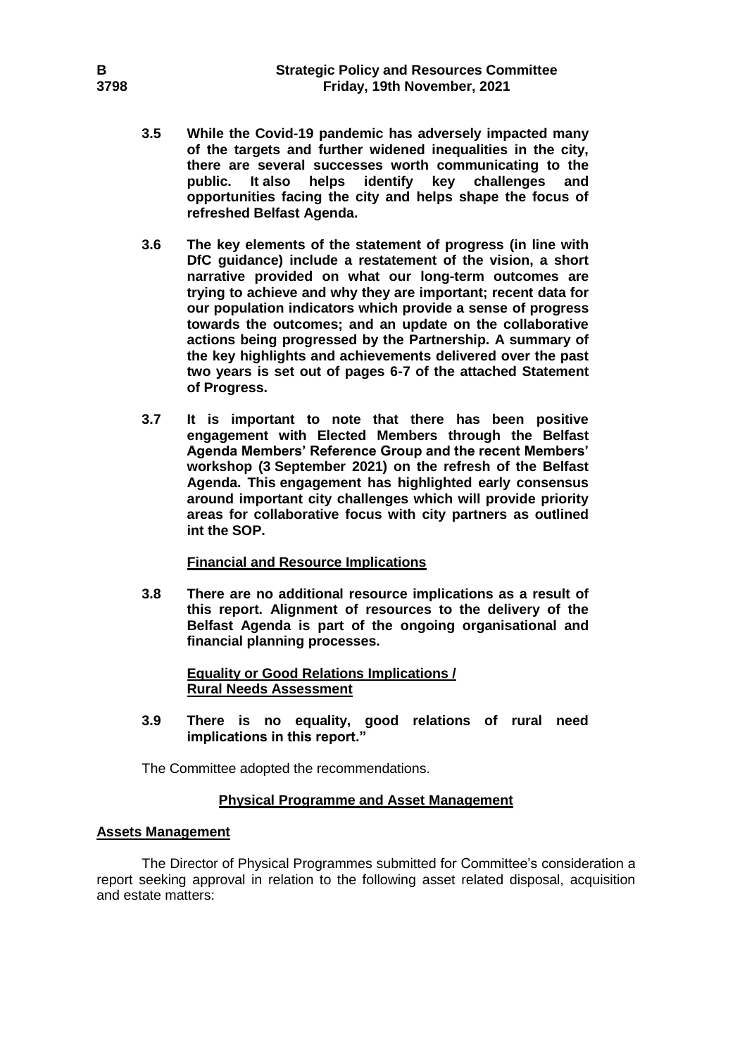**3.5 While the Covid-19 pandemic has adversely impacted many of the targets and further widened inequalities in the city, there are several successes worth communicating to the public. It also helps identify key challenges and opportunities facing the city and helps shape the focus of refreshed Belfast Agenda.**

**3.6 The key elements of the statement of progress (in line with DfC guidance) include a restatement of the vision, a short narrative provided on what our long-term outcomes are trying to achieve and why they are important; recent data for our population indicators which provide a sense of progress towards the outcomes; and an update on the collaborative actions being progressed by the Partnership. A summary of the key highlights and achievements delivered over the past two years is set out of pages 6-7 of the attached Statement of Progress.**

**3.7 It is important to note that there has been positive engagement with Elected Members through the Belfast Agenda Members' Reference Group and the recent Members' workshop (3 September 2021) on the refresh of the Belfast Agenda. This engagement has highlighted early consensus around important city challenges which will provide priority areas for collaborative focus with city partners as outlined int the SOP.**

**Financial and Resource Implications**

**3.8 There are no additional resource implications as a result of this report. Alignment of resources to the delivery of the Belfast Agenda is part of the ongoing organisational and financial planning processes.**

**Equality or Good Relations Implications / Rural Needs Assessment**

**3.9 There is no equality, good relations of rural need implications in this report."**

The Committee adopted the recommendations.

## Physical Programme and Asset Management

### Assets Management

The Director of Physical Programmes submitted for Committee's consideration a report seeking approval in relation to the following asset related disposal, acquisition and estate matters: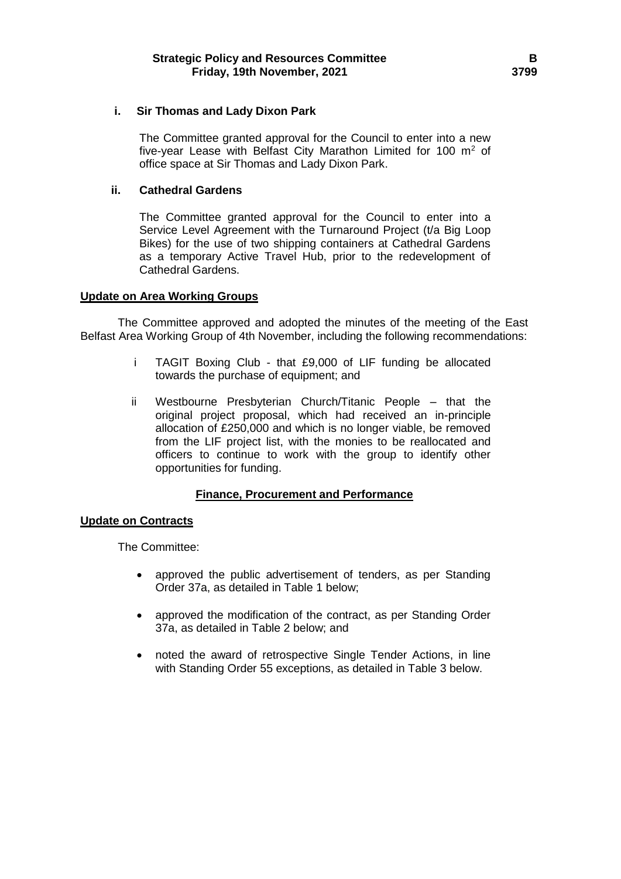**i. Sir Thomas and Lady Dixon Park**

The Committee granted approval for the Council to enter into a new five-year Lease with Belfast City Marathon Limited for 100 $m^2$ of office space at Sir Thomas and Lady Dixon Park.

**ii. Cathedral Gardens**

The Committee granted approval for the Council to enter into a Service Level Agreement with the Turnaround Project (t/a Big Loop Bikes) for the use of two shipping containers at Cathedral Gardens as a temporary Active Travel Hub, prior to the redevelopment of Cathedral Gardens.

**Update on Area Working Groups**

The Committee approved and adopted the minutes of the meeting of the East Belfast Area Working Group of 4th November, including the following recommendations:

i TAGIT Boxing Club - that £9,000 of LIF funding be allocated towards the purchase of equipment; and

ii Westbourne Presbyterian Church/Titanic People – that the original project proposal, which had received an in-principle allocation of £250,000 and which is no longer viable, be removed from the LIF project list, with the monies to be reallocated and officers to continue to work with the group to identify other opportunities for funding.

**Finance, Procurement and Performance**

**Update on Contracts**

The Committee:

- approved the public advertisement of tenders, as per Standing Order 37a, as detailed in Table 1 below;
- approved the modification of the contract, as per Standing Order 37a, as detailed in Table 2 below; and
- noted the award of retrospective Single Tender Actions, in line with Standing Order 55 exceptions, as detailed in Table 3 below.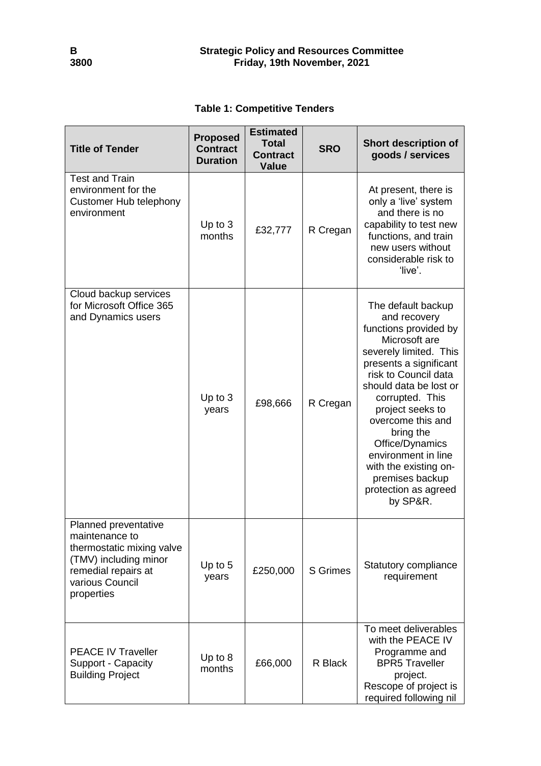**Table 1: Competitive Tenders**

| Title of Tender | Proposed Contract Duration | Estimated Total Contract Value | SRO | Short description of goods / services |
|---|---|---|---|---|
| Test and Train environment for the Customer Hub telephony environment | Up to 3 months | £32,777 | R Cregan | At present, there is only a 'live' system and there is no capability to test new functions, and train new users without considerable risk to 'live'. |
| Cloud backup services for Microsoft Office 365 and Dynamics users | Up to 3 years | £98,666 | R Cregan | The default backup and recovery functions provided by Microsoft are severely limited. This presents a significant risk to Council data should data be lost or corrupted. This project seeks to overcome this and bring the Office/Dynamics environment in line with the existing on-premises backup protection as agreed by SP&R. |
| Planned preventative maintenance to thermostatic mixing valve (TMV) including minor remedial repairs at various Council properties | Up to 5 years | £250,000 | S Grimes | Statutory compliance requirement |
| PEACE IV Traveller Support - Capacity Building Project | Up to 8 months | £66,000 | R Black | To meet deliverables with the PEACE IV Programme and BPR5 Traveller project. Rescope of project is required following nil |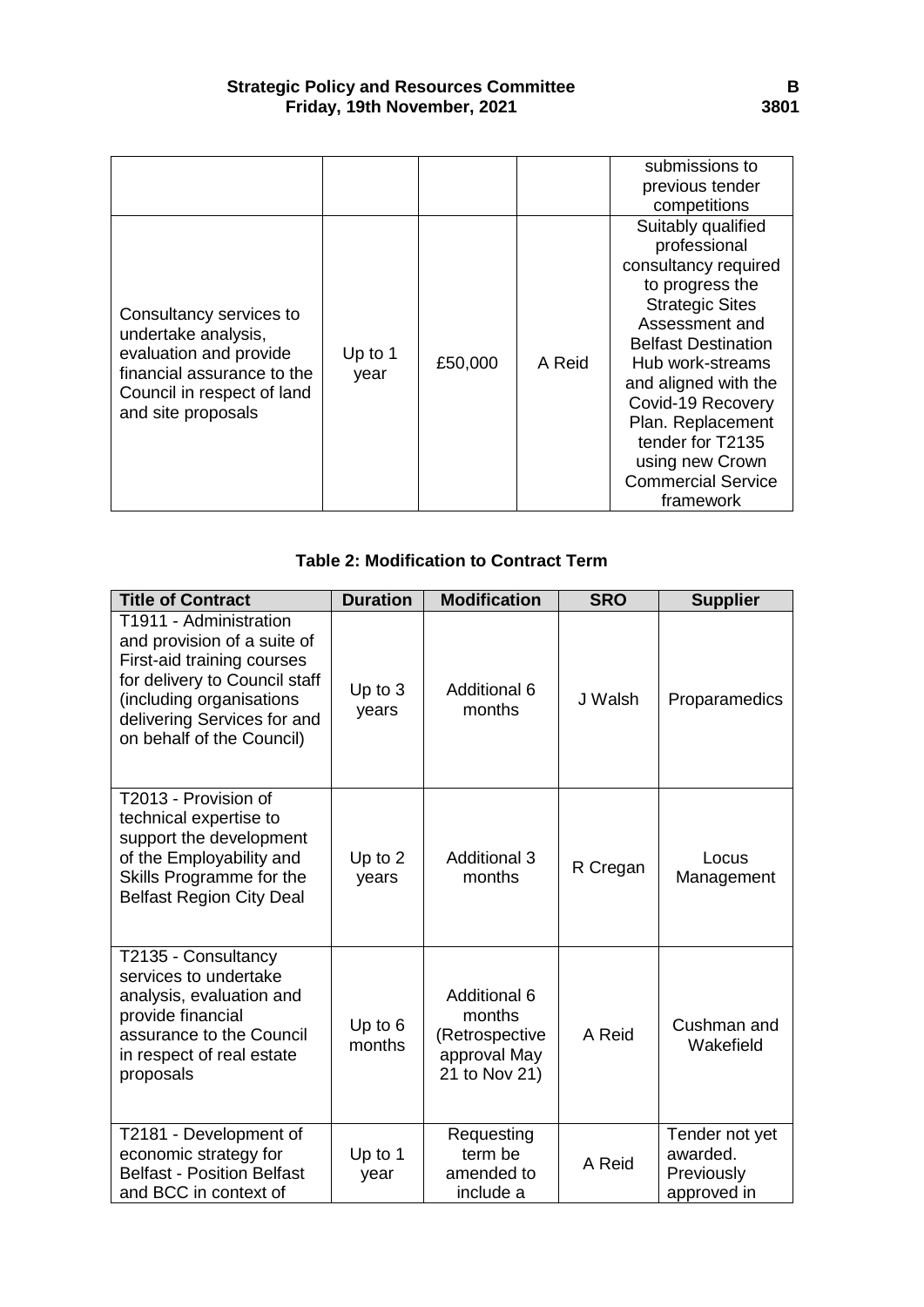| | | | | |
|---|---|---|---|---|
| | | | | submissions to previous tender competitions |
| Consultancy services to undertake analysis, evaluation and provide financial assurance to the Council in respect of land and site proposals | Up to 1 year | £50,000 | A Reid | Suitably qualified professional consultancy required to progress the Strategic Sites Assessment and Belfast Destination Hub work-streams and aligned with the Covid-19 Recovery Plan. Replacement tender for T2135 using new Crown Commercial Service framework |

**Table 2: Modification to Contract Term**

| Title of Contract | Duration | Modification | SRO | Supplier |
|---|---|---|---|---|
| T1911 - Administration and provision of a suite of First-aid training courses for delivery to Council staff (including organisations delivering Services for and on behalf of the Council) | Up to 3 years | Additional 6 months | J Walsh | Proparamedics |
| T2013 - Provision of technical expertise to support the development of the Employability and Skills Programme for the Belfast Region City Deal | Up to 2 years | Additional 3 months | R Cregan | Locus Management |
| T2135 - Consultancy services to undertake analysis, evaluation and provide financial assurance to the Council in respect of real estate proposals | Up to 6 months | Additional 6 months (Retrospective approval May 21 to Nov 21) | A Reid | Cushman and Wakefield |
| T2181 - Development of economic strategy for Belfast - Position Belfast and BCC in context of | Up to 1 year | Requesting term be amended to include a | A Reid | Tender not yet awarded. Previously approved in |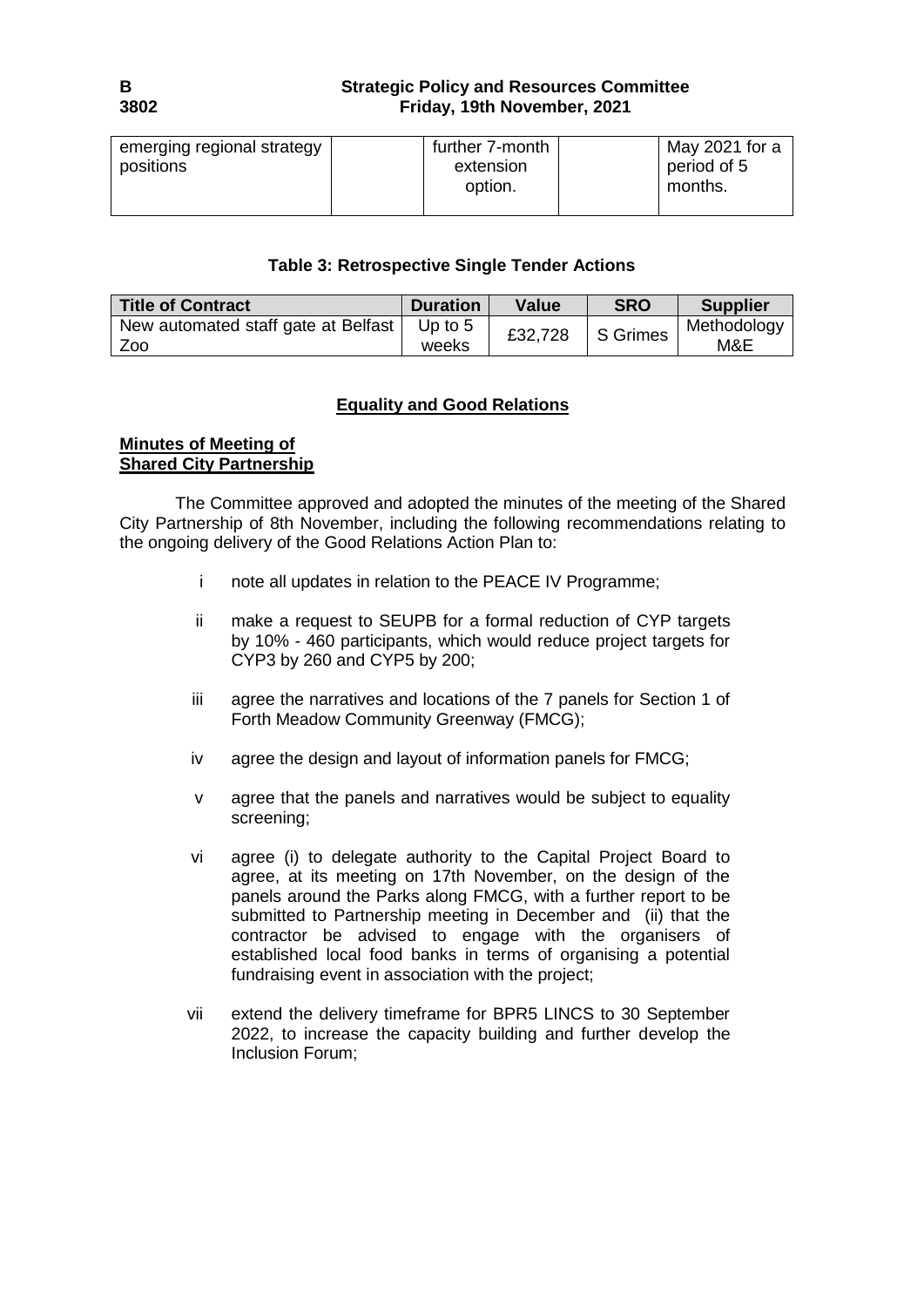| emerging regional strategy positions | | further 7-month extension option. | | May 2021 for a period of 5 months. |
|---|---|---|---|---|

**Table 3: Retrospective Single Tender Actions**

| Title of Contract | Duration | Value | SRO | Supplier |
|---|---|---|---|---|
| New automated staff gate at Belfast Zoo | Up to 5 weeks | £32,728 | S Grimes | Methodology M&E |

## Equality and Good Relations

**Minutes of Meeting of Shared City Partnership**

The Committee approved and adopted the minutes of the meeting of the Shared City Partnership of 8th November, including the following recommendations relating to the ongoing delivery of the Good Relations Action Plan to:

i note all updates in relation to the PEACE IV Programme;

ii make a request to SEUPB for a formal reduction of CYP targets by 10% - 460 participants, which would reduce project targets for CYP3 by 260 and CYP5 by 200;

iii agree the narratives and locations of the 7 panels for Section 1 of Forth Meadow Community Greenway (FMCG);

iv agree the design and layout of information panels for FMCG;

v agree that the panels and narratives would be subject to equality screening;

vi agree (i) to delegate authority to the Capital Project Board to agree, at its meeting on 17th November, on the design of the panels around the Parks along FMCG, with a further report to be submitted to Partnership meeting in December and (ii) that the contractor be advised to engage with the organisers of established local food banks in terms of organising a potential fundraising event in association with the project;

vii extend the delivery timeframe for BPR5 LINCS to 30 September 2022, to increase the capacity building and further develop the Inclusion Forum;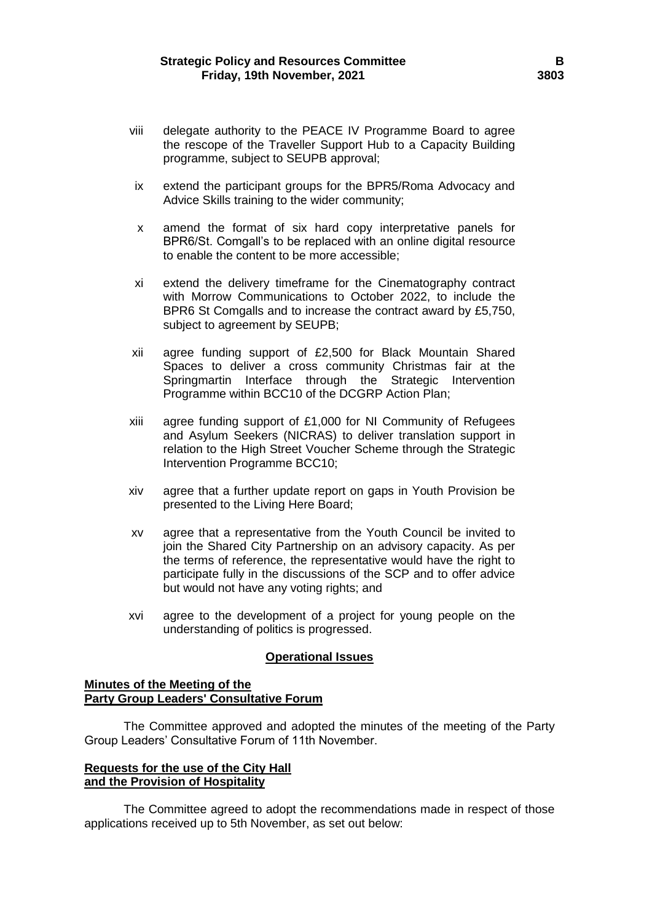viii delegate authority to the PEACE IV Programme Board to agree the rescope of the Traveller Support Hub to a Capacity Building programme, subject to SEUPB approval;

ix extend the participant groups for the BPR5/Roma Advocacy and Advice Skills training to the wider community;

x amend the format of six hard copy interpretative panels for BPR6/St. Comgall's to be replaced with an online digital resource to enable the content to be more accessible;

xi extend the delivery timeframe for the Cinematography contract with Morrow Communications to October 2022, to include the BPR6 St Comgalls and to increase the contract award by £5,750, subject to agreement by SEUPB;

xii agree funding support of £2,500 for Black Mountain Shared Spaces to deliver a cross community Christmas fair at the Springmartin Interface through the Strategic Intervention Programme within BCC10 of the DCGRP Action Plan;

xiii agree funding support of £1,000 for NI Community of Refugees and Asylum Seekers (NICRAS) to deliver translation support in relation to the High Street Voucher Scheme through the Strategic Intervention Programme BCC10;

xiv agree that a further update report on gaps in Youth Provision be presented to the Living Here Board;

xv agree that a representative from the Youth Council be invited to join the Shared City Partnership on an advisory capacity. As per the terms of reference, the representative would have the right to participate fully in the discussions of the SCP and to offer advice but would not have any voting rights; and

xvi agree to the development of a project for young people on the understanding of politics is progressed.

## Operational Issues

### Minutes of the Meeting of the Party Group Leaders' Consultative Forum

The Committee approved and adopted the minutes of the meeting of the Party Group Leaders' Consultative Forum of 11th November.

### Requests for the use of the City Hall and the Provision of Hospitality

The Committee agreed to adopt the recommendations made in respect of those applications received up to 5th November, as set out below: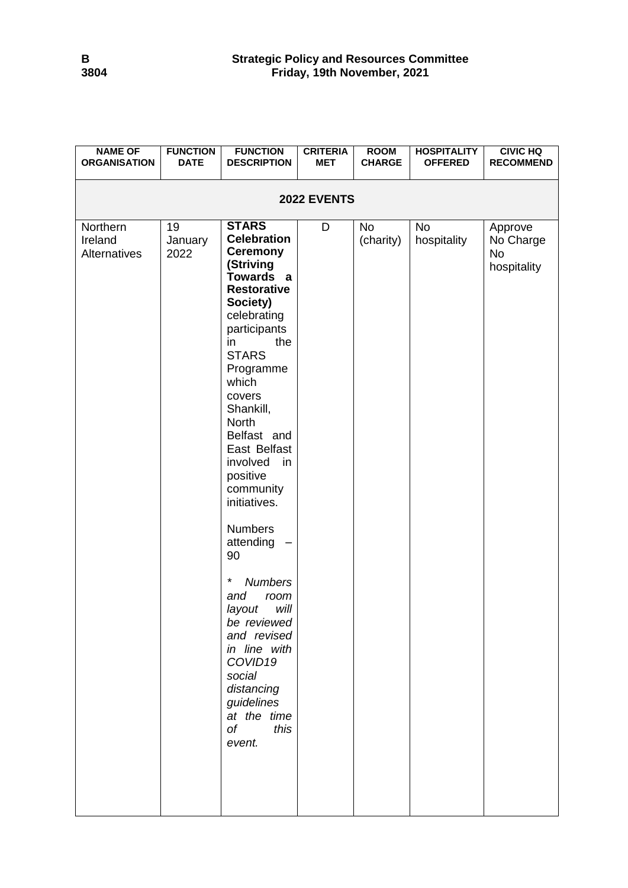| NAME OF ORGANISATION | FUNCTION DATE | FUNCTION DESCRIPTION | CRITERIA MET | ROOM CHARGE | HOSPITALITY OFFERED | CIVIC HQ RECOMMEND |
|---|---|---|---|---|---|---|
| **2022 EVENTS** | | | | | | |
| Northern Ireland Alternatives | 19 January 2022 | **STARS Celebration Ceremony (Striving Towards a Restorative Society)** celebrating participants in the STARS Programme which covers Shankill, North Belfast and East Belfast involved in positive community initiatives. Numbers attending – 90 *\* Numbers and room layout will be reviewed and revised in line with COVID19 social distancing guidelines at the time of this event.* | D | No (charity) | No hospitality | Approve No Charge No hospitality |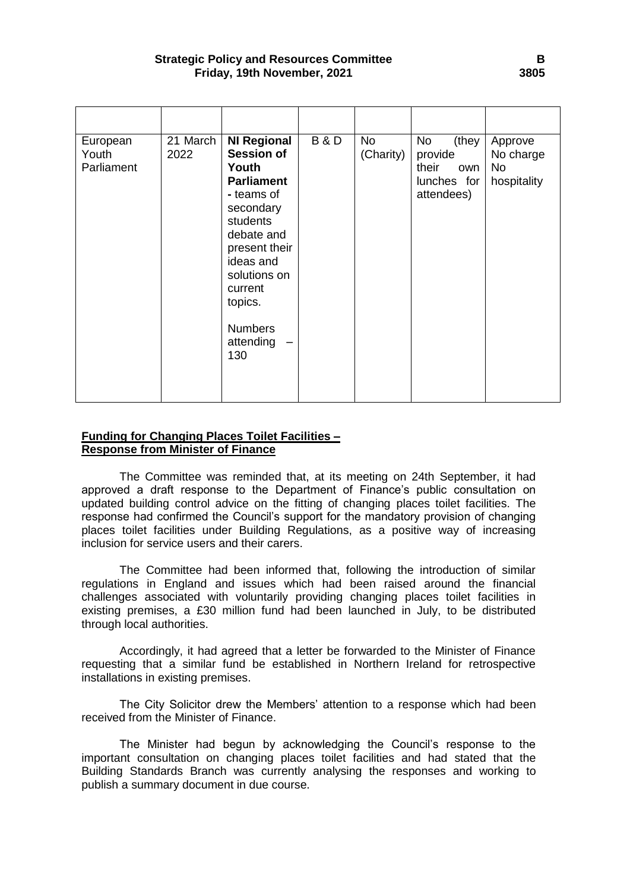| | | | | | | |
|---|---|---|---|---|---|---|
| European Youth Parliament | 21 March 2022 | **NI Regional Session of Youth Parliament** - teams of secondary students debate and present their ideas and solutions on current topics.<br><br>Numbers attending – 130 | B & D | No (Charity) | No (they provide their own lunches for attendees) | Approve No charge No hospitality |

**Funding for Changing Places Toilet Facilities – Response from Minister of Finance**

The Committee was reminded that, at its meeting on 24th September, it had approved a draft response to the Department of Finance's public consultation on updated building control advice on the fitting of changing places toilet facilities. The response had confirmed the Council's support for the mandatory provision of changing places toilet facilities under Building Regulations, as a positive way of increasing inclusion for service users and their carers.

The Committee had been informed that, following the introduction of similar regulations in England and issues which had been raised around the financial challenges associated with voluntarily providing changing places toilet facilities in existing premises, a £30 million fund had been launched in July, to be distributed through local authorities.

Accordingly, it had agreed that a letter be forwarded to the Minister of Finance requesting that a similar fund be established in Northern Ireland for retrospective installations in existing premises.

The City Solicitor drew the Members' attention to a response which had been received from the Minister of Finance.

The Minister had begun by acknowledging the Council's response to the important consultation on changing places toilet facilities and had stated that the Building Standards Branch was currently analysing the responses and working to publish a summary document in due course.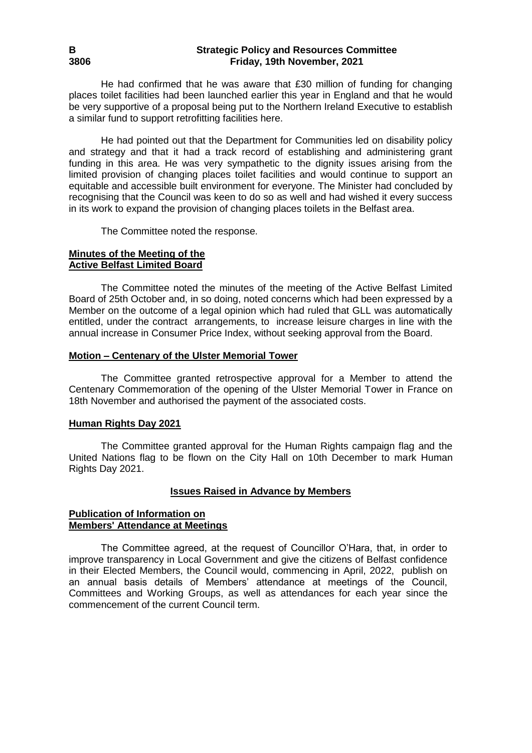He had confirmed that he was aware that £30 million of funding for changing places toilet facilities had been launched earlier this year in England and that he would be very supportive of a proposal being put to the Northern Ireland Executive to establish a similar fund to support retrofitting facilities here.

He had pointed out that the Department for Communities led on disability policy and strategy and that it had a track record of establishing and administering grant funding in this area. He was very sympathetic to the dignity issues arising from the limited provision of changing places toilet facilities and would continue to support an equitable and accessible built environment for everyone. The Minister had concluded by recognising that the Council was keen to do so as well and had wished it every success in its work to expand the provision of changing places toilets in the Belfast area.

The Committee noted the response.

**Minutes of the Meeting of the Active Belfast Limited Board**

The Committee noted the minutes of the meeting of the Active Belfast Limited Board of 25th October and, in so doing, noted concerns which had been expressed by a Member on the outcome of a legal opinion which had ruled that GLL was automatically entitled, under the contract arrangements, to increase leisure charges in line with the annual increase in Consumer Price Index, without seeking approval from the Board.

**Motion – Centenary of the Ulster Memorial Tower**

The Committee granted retrospective approval for a Member to attend the Centenary Commemoration of the opening of the Ulster Memorial Tower in France on 18th November and authorised the payment of the associated costs.

**Human Rights Day 2021**

The Committee granted approval for the Human Rights campaign flag and the United Nations flag to be flown on the City Hall on 10th December to mark Human Rights Day 2021.

## Issues Raised in Advance by Members

**Publication of Information on Members' Attendance at Meetings**

The Committee agreed, at the request of Councillor O'Hara, that, in order to improve transparency in Local Government and give the citizens of Belfast confidence in their Elected Members, the Council would, commencing in April, 2022, publish on an annual basis details of Members' attendance at meetings of the Council, Committees and Working Groups, as well as attendances for each year since the commencement of the current Council term.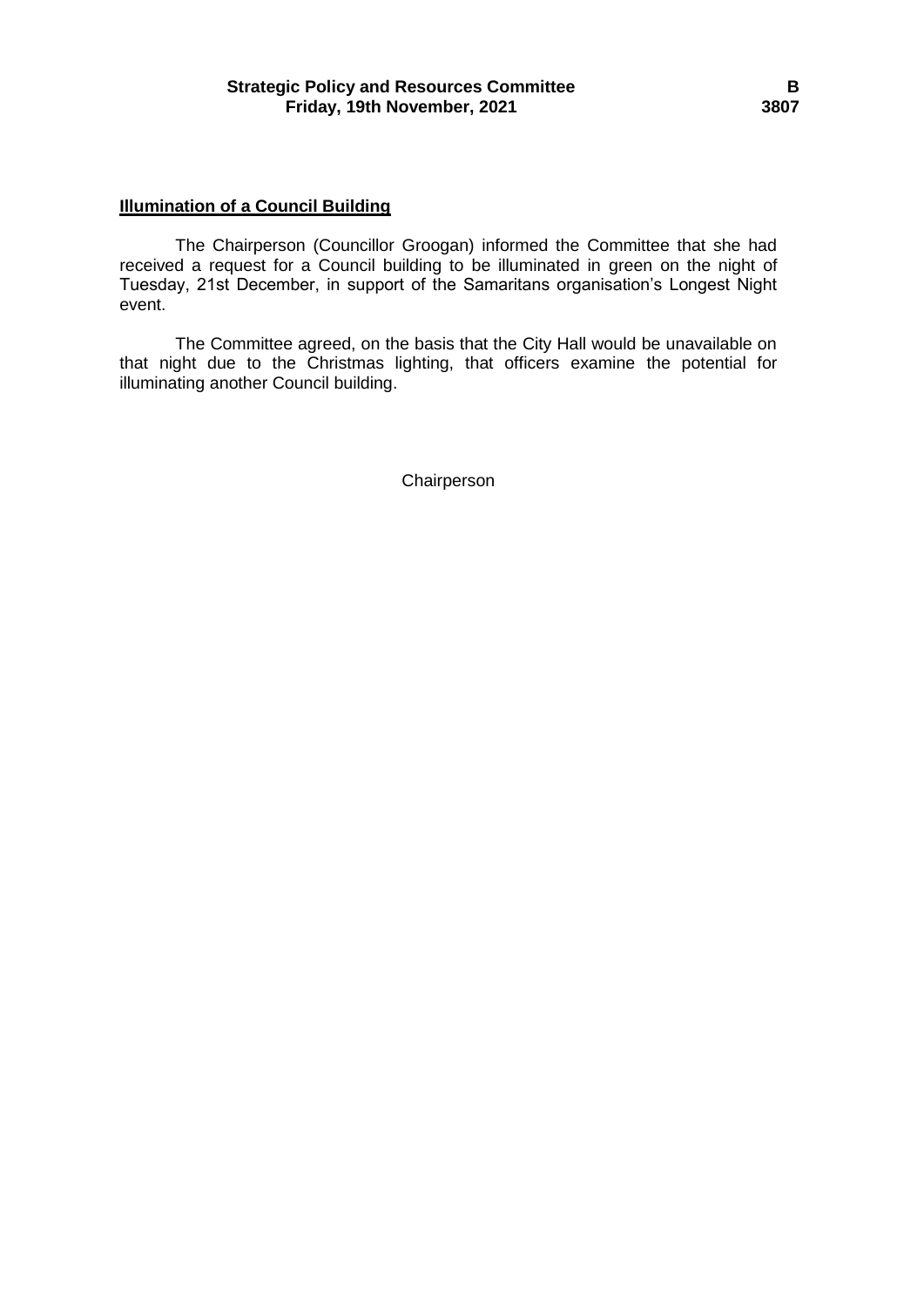**Illumination of a Council Building**

The Chairperson (Councillor Groogan) informed the Committee that she had received a request for a Council building to be illuminated in green on the night of Tuesday, 21st December, in support of the Samaritans organisation's Longest Night event.

The Committee agreed, on the basis that the City Hall would be unavailable on that night due to the Christmas lighting, that officers examine the potential for illuminating another Council building.

Chairperson